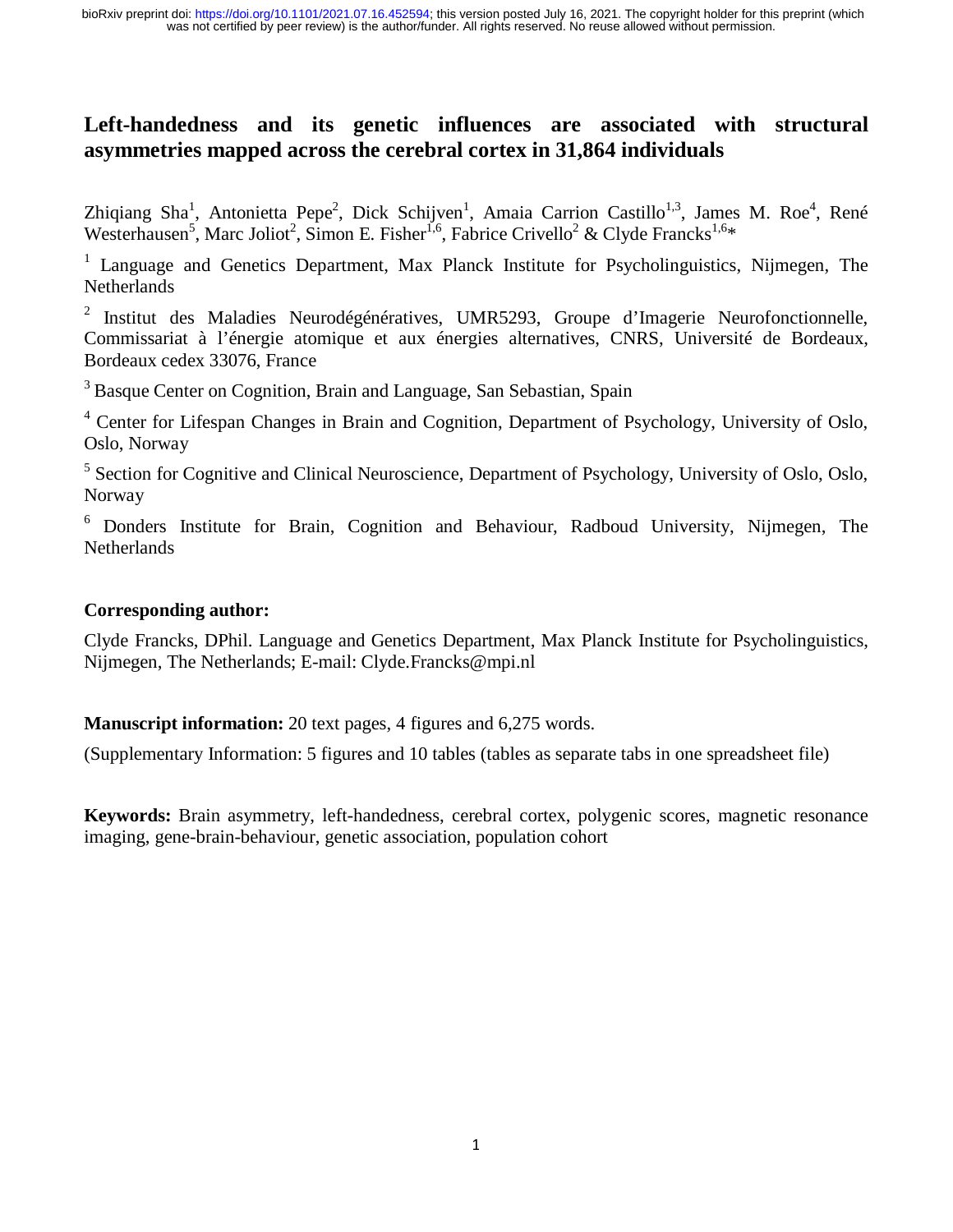# Left-handedness and its genetic influences are associated with structural asymmetries mapped across the cerebral cortex in 31,864 individuals

Zhiqiang Sha[1], Antonietta Pepe[2], Dick Schijven[1], Amaia Carrion Castillo[1,3], James M. Roe[4], René Westerhausen[5], Marc Joliot[2], Simon E. Fisher[1,6], Fabrice Crivello[2] & Clyde Francks[1,6]*

[1] Language and Genetics Department, Max Planck Institute for Psycholinguistics, Nijmegen, The Netherlands

[2] Institut des Maladies Neurodégénératives, UMR5293, Groupe d'Imagerie Neurofonctionnelle, Commissariat à l'énergie atomique et aux énergies alternatives, CNRS, Université de Bordeaux, Bordeaux cedex 33076, France

[3] Basque Center on Cognition, Brain and Language, San Sebastian, Spain

[4] Center for Lifespan Changes in Brain and Cognition, Department of Psychology, University of Oslo, Oslo, Norway

[5] Section for Cognitive and Clinical Neuroscience, Department of Psychology, University of Oslo, Oslo, Norway

[6] Donders Institute for Brain, Cognition and Behaviour, Radboud University, Nijmegen, The Netherlands

**Corresponding author:**

Clyde Francks, DPhil. Language and Genetics Department, Max Planck Institute for Psycholinguistics, Nijmegen, The Netherlands; E-mail: Clyde.Francks@mpi.nl

**Manuscript information:** 20 text pages, 4 figures and 6,275 words.

(Supplementary Information: 5 figures and 10 tables (tables as separate tabs in one spreadsheet file)

**Keywords:** Brain asymmetry, left-handedness, cerebral cortex, polygenic scores, magnetic resonance imaging, gene-brain-behaviour, genetic association, population cohort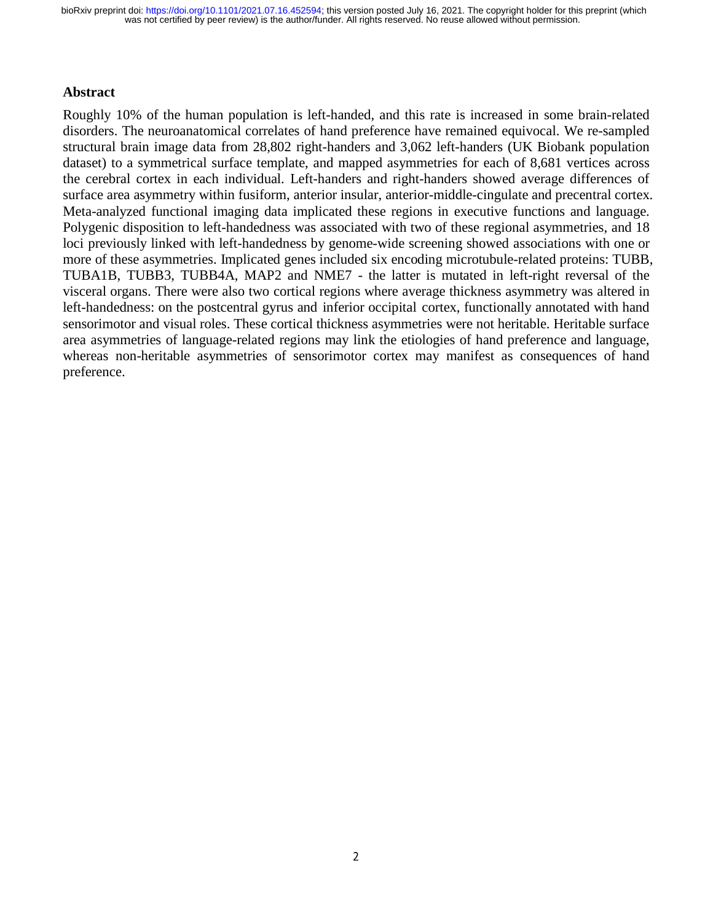## Abstract

Roughly 10% of the human population is left-handed, and this rate is increased in some brain-related disorders. The neuroanatomical correlates of hand preference have remained equivocal. We re-sampled structural brain image data from 28,802 right-handers and 3,062 left-handers (UK Biobank population dataset) to a symmetrical surface template, and mapped asymmetries for each of 8,681 vertices across the cerebral cortex in each individual. Left-handers and right-handers showed average differences of surface area asymmetry within fusiform, anterior insular, anterior-middle-cingulate and precentral cortex. Meta-analyzed functional imaging data implicated these regions in executive functions and language. Polygenic disposition to left-handedness was associated with two of these regional asymmetries, and 18 loci previously linked with left-handedness by genome-wide screening showed associations with one or more of these asymmetries. Implicated genes included six encoding microtubule-related proteins: TUBB, TUBA1B, TUBB3, TUBB4A, MAP2 and NME7 - the latter is mutated in left-right reversal of the visceral organs. There were also two cortical regions where average thickness asymmetry was altered in left-handedness: on the postcentral gyrus and inferior occipital cortex, functionally annotated with hand sensorimotor and visual roles. These cortical thickness asymmetries were not heritable. Heritable surface area asymmetries of language-related regions may link the etiologies of hand preference and language, whereas non-heritable asymmetries of sensorimotor cortex may manifest as consequences of hand preference.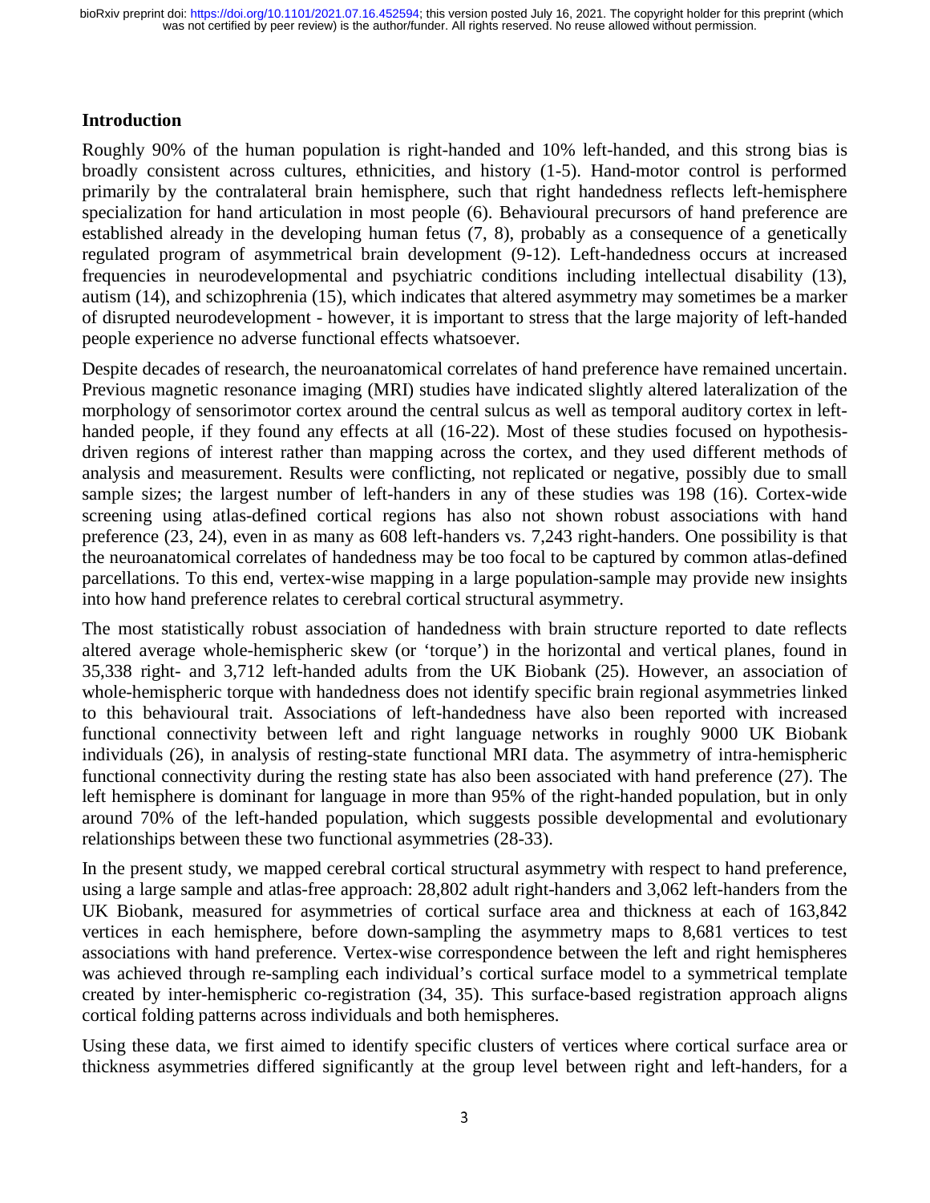## Introduction

Roughly 90% of the human population is right-handed and 10% left-handed, and this strong bias is broadly consistent across cultures, ethnicities, and history (1-5). Hand-motor control is performed primarily by the contralateral brain hemisphere, such that right handedness reflects left-hemisphere specialization for hand articulation in most people (6). Behavioural precursors of hand preference are established already in the developing human fetus (7, 8), probably as a consequence of a genetically regulated program of asymmetrical brain development (9-12). Left-handedness occurs at increased frequencies in neurodevelopmental and psychiatric conditions including intellectual disability (13), autism (14), and schizophrenia (15), which indicates that altered asymmetry may sometimes be a marker of disrupted neurodevelopment - however, it is important to stress that the large majority of left-handed people experience no adverse functional effects whatsoever.

Despite decades of research, the neuroanatomical correlates of hand preference have remained uncertain. Previous magnetic resonance imaging (MRI) studies have indicated slightly altered lateralization of the morphology of sensorimotor cortex around the central sulcus as well as temporal auditory cortex in left-handed people, if they found any effects at all (16-22). Most of these studies focused on hypothesis-driven regions of interest rather than mapping across the cortex, and they used different methods of analysis and measurement. Results were conflicting, not replicated or negative, possibly due to small sample sizes; the largest number of left-handers in any of these studies was 198 (16). Cortex-wide screening using atlas-defined cortical regions has also not shown robust associations with hand preference (23, 24), even in as many as 608 left-handers vs. 7,243 right-handers. One possibility is that the neuroanatomical correlates of handedness may be too focal to be captured by common atlas-defined parcellations. To this end, vertex-wise mapping in a large population-sample may provide new insights into how hand preference relates to cerebral cortical structural asymmetry.

The most statistically robust association of handedness with brain structure reported to date reflects altered average whole-hemispheric skew (or 'torque') in the horizontal and vertical planes, found in 35,338 right- and 3,712 left-handed adults from the UK Biobank (25). However, an association of whole-hemispheric torque with handedness does not identify specific brain regional asymmetries linked to this behavioural trait. Associations of left-handedness have also been reported with increased functional connectivity between left and right language networks in roughly 9000 UK Biobank individuals (26), in analysis of resting-state functional MRI data. The asymmetry of intra-hemispheric functional connectivity during the resting state has also been associated with hand preference (27). The left hemisphere is dominant for language in more than 95% of the right-handed population, but in only around 70% of the left-handed population, which suggests possible developmental and evolutionary relationships between these two functional asymmetries (28-33).

In the present study, we mapped cerebral cortical structural asymmetry with respect to hand preference, using a large sample and atlas-free approach: 28,802 adult right-handers and 3,062 left-handers from the UK Biobank, measured for asymmetries of cortical surface area and thickness at each of 163,842 vertices in each hemisphere, before down-sampling the asymmetry maps to 8,681 vertices to test associations with hand preference. Vertex-wise correspondence between the left and right hemispheres was achieved through re-sampling each individual's cortical surface model to a symmetrical template created by inter-hemispheric co-registration (34, 35). This surface-based registration approach aligns cortical folding patterns across individuals and both hemispheres.

Using these data, we first aimed to identify specific clusters of vertices where cortical surface area or thickness asymmetries differed significantly at the group level between right and left-handers, for a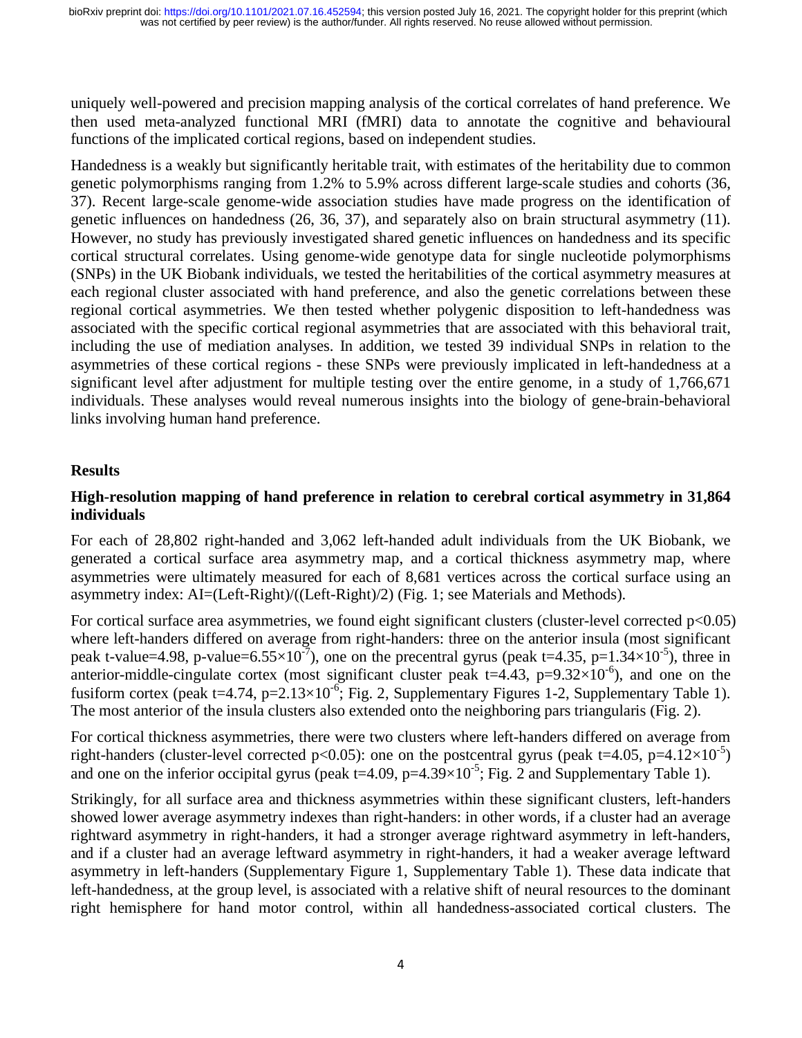uniquely well-powered and precision mapping analysis of the cortical correlates of hand preference. We then used meta-analyzed functional MRI (fMRI) data to annotate the cognitive and behavioural functions of the implicated cortical regions, based on independent studies.

Handedness is a weakly but significantly heritable trait, with estimates of the heritability due to common genetic polymorphisms ranging from 1.2% to 5.9% across different large-scale studies and cohorts (36, 37). Recent large-scale genome-wide association studies have made progress on the identification of genetic influences on handedness (26, 36, 37), and separately also on brain structural asymmetry (11). However, no study has previously investigated shared genetic influences on handedness and its specific cortical structural correlates. Using genome-wide genotype data for single nucleotide polymorphisms (SNPs) in the UK Biobank individuals, we tested the heritabilities of the cortical asymmetry measures at each regional cluster associated with hand preference, and also the genetic correlations between these regional cortical asymmetries. We then tested whether polygenic disposition to left-handedness was associated with the specific cortical regional asymmetries that are associated with this behavioral trait, including the use of mediation analyses. In addition, we tested 39 individual SNPs in relation to the asymmetries of these cortical regions - these SNPs were previously implicated in left-handedness at a significant level after adjustment for multiple testing over the entire genome, in a study of 1,766,671 individuals. These analyses would reveal numerous insights into the biology of gene-brain-behavioral links involving human hand preference.

## Results

### High-resolution mapping of hand preference in relation to cerebral cortical asymmetry in 31,864 individuals

For each of 28,802 right-handed and 3,062 left-handed adult individuals from the UK Biobank, we generated a cortical surface area asymmetry map, and a cortical thickness asymmetry map, where asymmetries were ultimately measured for each of 8,681 vertices across the cortical surface using an asymmetry index: AI=(Left-Right)/((Left-Right)/2) (Fig. 1; see Materials and Methods).

For cortical surface area asymmetries, we found eight significant clusters (cluster-level corrected $p<0.05$) where left-handers differed on average from right-handers: three on the anterior insula (most significant peak t-value=4.98, p-value=$6.55\times10^{-7}$), one on the precentral gyrus (peak t=4.35, p=$1.34\times10^{-5}$), three in anterior-middle-cingulate cortex (most significant cluster peak t=4.43, p=$9.32\times10^{-6}$), and one on the fusiform cortex (peak t=4.74, p=$2.13\times10^{-6}$; Fig. 2, Supplementary Figures 1-2, Supplementary Table 1). The most anterior of the insula clusters also extended onto the neighboring pars triangularis (Fig. 2).

For cortical thickness asymmetries, there were two clusters where left-handers differed on average from right-handers (cluster-level corrected $p<0.05$): one on the postcentral gyrus (peak t=4.05, p=$4.12\times10^{-5}$) and one on the inferior occipital gyrus (peak t=4.09, p=$4.39\times10^{-5}$; Fig. 2 and Supplementary Table 1).

Strikingly, for all surface area and thickness asymmetries within these significant clusters, left-handers showed lower average asymmetry indexes than right-handers: in other words, if a cluster had an average rightward asymmetry in right-handers, it had a stronger average rightward asymmetry in left-handers, and if a cluster had an average leftward asymmetry in right-handers, it had a weaker average leftward asymmetry in left-handers (Supplementary Figure 1, Supplementary Table 1). These data indicate that left-handedness, at the group level, is associated with a relative shift of neural resources to the dominant right hemisphere for hand motor control, within all handedness-associated cortical clusters. The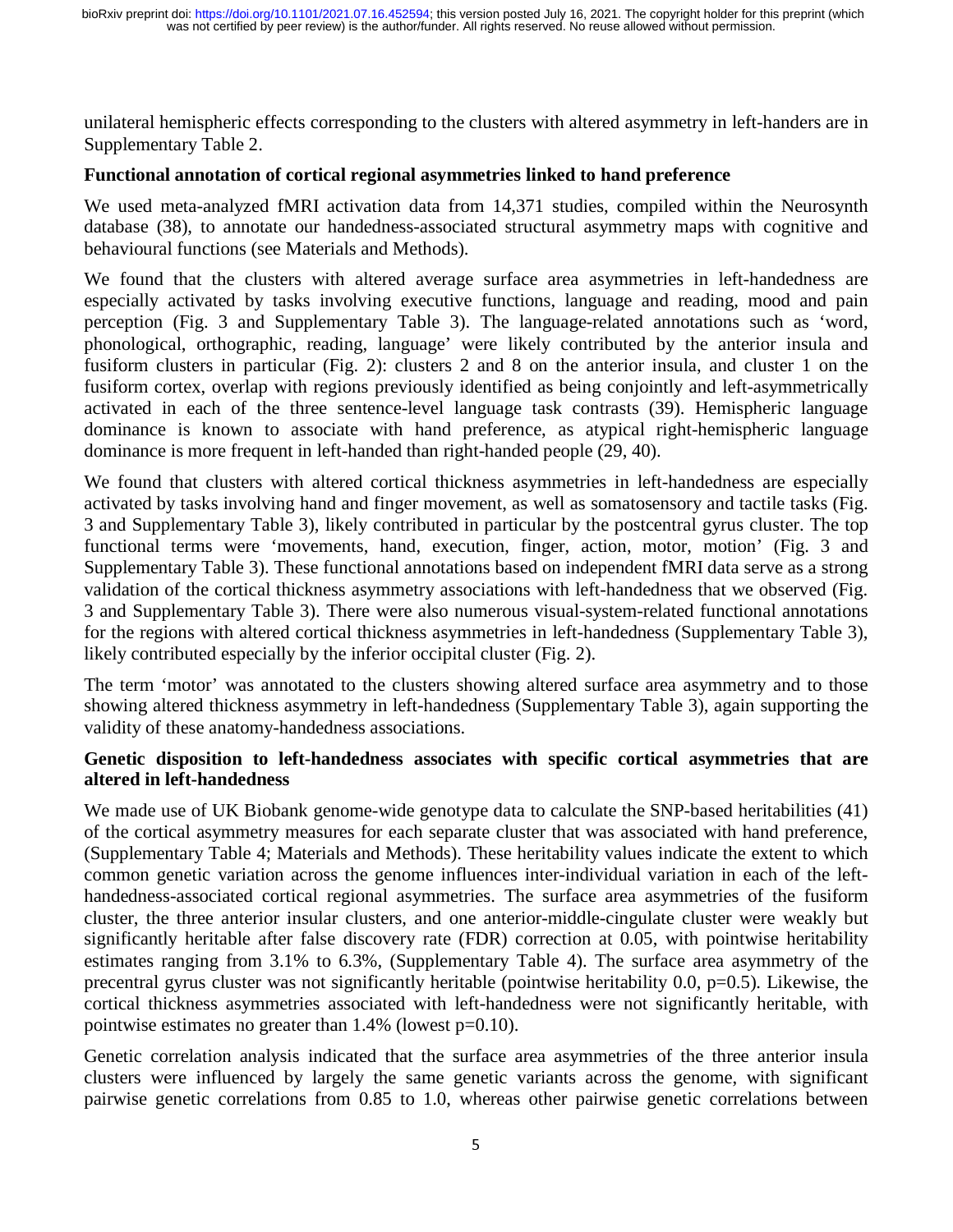unilateral hemispheric effects corresponding to the clusters with altered asymmetry in left-handers are in Supplementary Table 2.

### Functional annotation of cortical regional asymmetries linked to hand preference

We used meta-analyzed fMRI activation data from 14,371 studies, compiled within the Neurosynth database (38), to annotate our handedness-associated structural asymmetry maps with cognitive and behavioural functions (see Materials and Methods).

We found that the clusters with altered average surface area asymmetries in left-handedness are especially activated by tasks involving executive functions, language and reading, mood and pain perception (Fig. 3 and Supplementary Table 3). The language-related annotations such as 'word, phonological, orthographic, reading, language' were likely contributed by the anterior insula and fusiform clusters in particular (Fig. 2): clusters 2 and 8 on the anterior insula, and cluster 1 on the fusiform cortex, overlap with regions previously identified as being conjointly and left-asymmetrically activated in each of the three sentence-level language task contrasts (39). Hemispheric language dominance is known to associate with hand preference, as atypical right-hemispheric language dominance is more frequent in left-handed than right-handed people (29, 40).

We found that clusters with altered cortical thickness asymmetries in left-handedness are especially activated by tasks involving hand and finger movement, as well as somatosensory and tactile tasks (Fig. 3 and Supplementary Table 3), likely contributed in particular by the postcentral gyrus cluster. The top functional terms were 'movements, hand, execution, finger, action, motor, motion' (Fig. 3 and Supplementary Table 3). These functional annotations based on independent fMRI data serve as a strong validation of the cortical thickness asymmetry associations with left-handedness that we observed (Fig. 3 and Supplementary Table 3). There were also numerous visual-system-related functional annotations for the regions with altered cortical thickness asymmetries in left-handedness (Supplementary Table 3), likely contributed especially by the inferior occipital cluster (Fig. 2).

The term 'motor' was annotated to the clusters showing altered surface area asymmetry and to those showing altered thickness asymmetry in left-handedness (Supplementary Table 3), again supporting the validity of these anatomy-handedness associations.

### Genetic disposition to left-handedness associates with specific cortical asymmetries that are altered in left-handedness

We made use of UK Biobank genome-wide genotype data to calculate the SNP-based heritabilities (41) of the cortical asymmetry measures for each separate cluster that was associated with hand preference, (Supplementary Table 4; Materials and Methods). These heritability values indicate the extent to which common genetic variation across the genome influences inter-individual variation in each of the left-handedness-associated cortical regional asymmetries. The surface area asymmetries of the fusiform cluster, the three anterior insular clusters, and one anterior-middle-cingulate cluster were weakly but significantly heritable after false discovery rate (FDR) correction at 0.05, with pointwise heritability estimates ranging from 3.1% to 6.3%, (Supplementary Table 4). The surface area asymmetry of the precentral gyrus cluster was not significantly heritable (pointwise heritability 0.0, $p=0.5$). Likewise, the cortical thickness asymmetries associated with left-handedness were not significantly heritable, with pointwise estimates no greater than 1.4% (lowest $p=0.10$).

Genetic correlation analysis indicated that the surface area asymmetries of the three anterior insula clusters were influenced by largely the same genetic variants across the genome, with significant pairwise genetic correlations from 0.85 to 1.0, whereas other pairwise genetic correlations between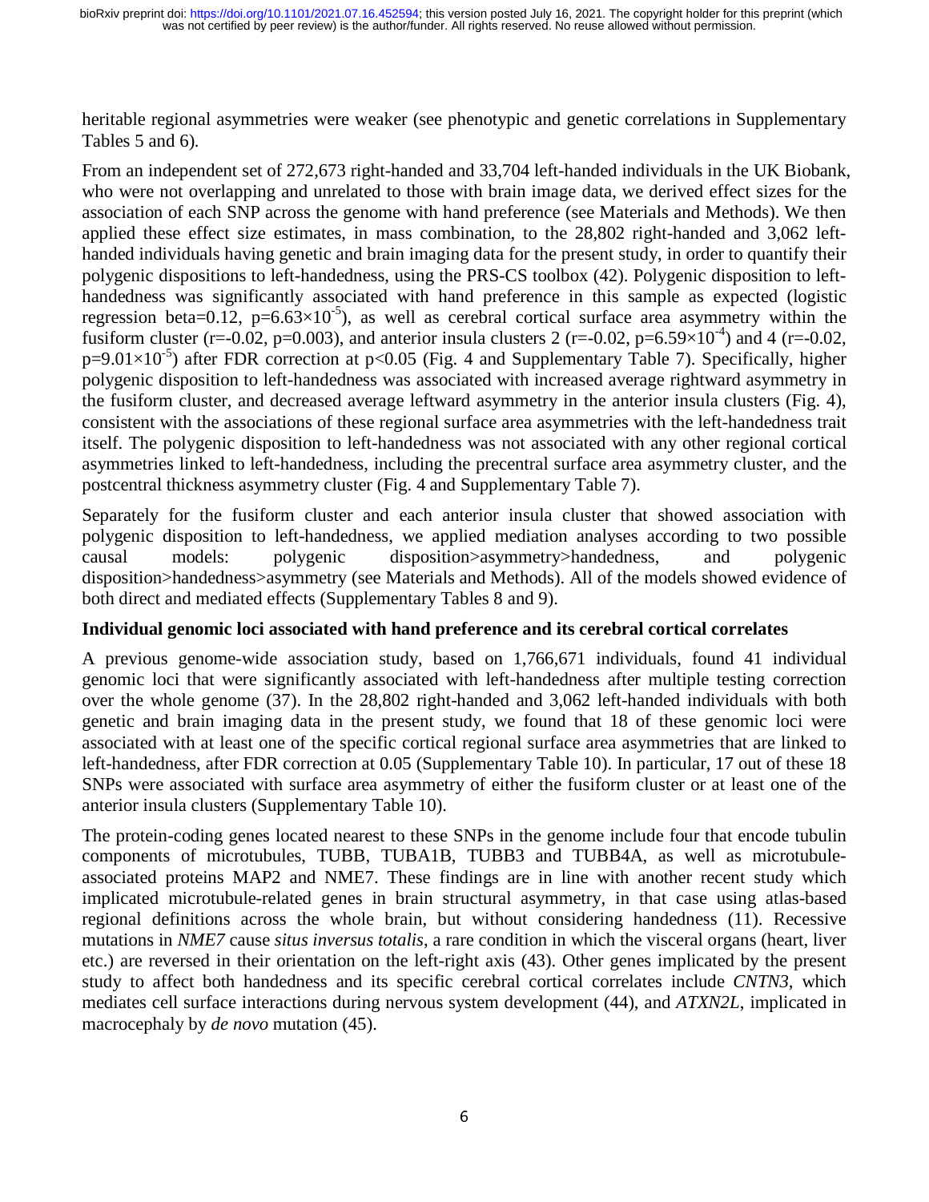heritable regional asymmetries were weaker (see phenotypic and genetic correlations in Supplementary Tables 5 and 6).

From an independent set of 272,673 right-handed and 33,704 left-handed individuals in the UK Biobank, who were not overlapping and unrelated to those with brain image data, we derived effect sizes for the association of each SNP across the genome with hand preference (see Materials and Methods). We then applied these effect size estimates, in mass combination, to the 28,802 right-handed and 3,062 left-handed individuals having genetic and brain imaging data for the present study, in order to quantify their polygenic dispositions to left-handedness, using the PRS-CS toolbox (42). Polygenic disposition to left-handedness was significantly associated with hand preference in this sample as expected (logistic regression beta=0.12, $p=6.63\times10^{-5}$), as well as cerebral cortical surface area asymmetry within the fusiform cluster (r=-0.02, p=0.003), and anterior insula clusters 2 (r=-0.02, $p=6.59\times10^{-4}$) and 4 (r=-0.02, $p=9.01\times10^{-5}$) after FDR correction at $p<0.05$ (Fig. 4 and Supplementary Table 7). Specifically, higher polygenic disposition to left-handedness was associated with increased average rightward asymmetry in the fusiform cluster, and decreased average leftward asymmetry in the anterior insula clusters (Fig. 4), consistent with the associations of these regional surface area asymmetries with the left-handedness trait itself. The polygenic disposition to left-handedness was not associated with any other regional cortical asymmetries linked to left-handedness, including the precentral surface area asymmetry cluster, and the postcentral thickness asymmetry cluster (Fig. 4 and Supplementary Table 7).

Separately for the fusiform cluster and each anterior insula cluster that showed association with polygenic disposition to left-handedness, we applied mediation analyses according to two possible causal models: polygenic disposition>asymmetry>handedness, and polygenic disposition>handedness>asymmetry (see Materials and Methods). All of the models showed evidence of both direct and mediated effects (Supplementary Tables 8 and 9).

### Individual genomic loci associated with hand preference and its cerebral cortical correlates

A previous genome-wide association study, based on 1,766,671 individuals, found 41 individual genomic loci that were significantly associated with left-handedness after multiple testing correction over the whole genome (37). In the 28,802 right-handed and 3,062 left-handed individuals with both genetic and brain imaging data in the present study, we found that 18 of these genomic loci were associated with at least one of the specific cortical regional surface area asymmetries that are linked to left-handedness, after FDR correction at 0.05 (Supplementary Table 10). In particular, 17 out of these 18 SNPs were associated with surface area asymmetry of either the fusiform cluster or at least one of the anterior insula clusters (Supplementary Table 10).

The protein-coding genes located nearest to these SNPs in the genome include four that encode tubulin components of microtubules, TUBB, TUBA1B, TUBB3 and TUBB4A, as well as microtubule-associated proteins MAP2 and NME7. These findings are in line with another recent study which implicated microtubule-related genes in brain structural asymmetry, in that case using atlas-based regional definitions across the whole brain, but without considering handedness (11). Recessive mutations in *NME7* cause *situs inversus totalis*, a rare condition in which the visceral organs (heart, liver etc.) are reversed in their orientation on the left-right axis (43). Other genes implicated by the present study to affect both handedness and its specific cerebral cortical correlates include *CNTN3*, which mediates cell surface interactions during nervous system development (44), and *ATXN2L*, implicated in macrocephaly by *de novo* mutation (45).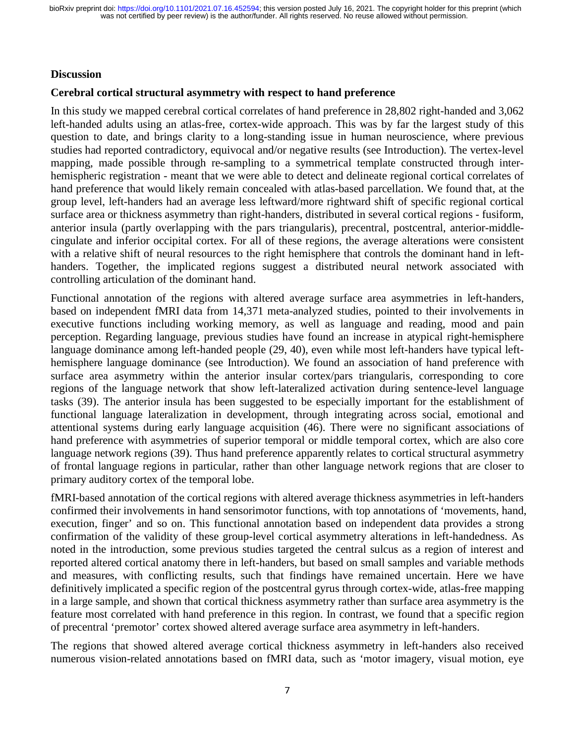## Discussion

### Cerebral cortical structural asymmetry with respect to hand preference

In this study we mapped cerebral cortical correlates of hand preference in 28,802 right-handed and 3,062 left-handed adults using an atlas-free, cortex-wide approach. This was by far the largest study of this question to date, and brings clarity to a long-standing issue in human neuroscience, where previous studies had reported contradictory, equivocal and/or negative results (see Introduction). The vertex-level mapping, made possible through re-sampling to a symmetrical template constructed through inter-hemispheric registration - meant that we were able to detect and delineate regional cortical correlates of hand preference that would likely remain concealed with atlas-based parcellation. We found that, at the group level, left-handers had an average less leftward/more rightward shift of specific regional cortical surface area or thickness asymmetry than right-handers, distributed in several cortical regions - fusiform, anterior insula (partly overlapping with the pars triangularis), precentral, postcentral, anterior-middle-cingulate and inferior occipital cortex. For all of these regions, the average alterations were consistent with a relative shift of neural resources to the right hemisphere that controls the dominant hand in left-handers. Together, the implicated regions suggest a distributed neural network associated with controlling articulation of the dominant hand.

Functional annotation of the regions with altered average surface area asymmetries in left-handers, based on independent fMRI data from 14,371 meta-analyzed studies, pointed to their involvements in executive functions including working memory, as well as language and reading, mood and pain perception. Regarding language, previous studies have found an increase in atypical right-hemisphere language dominance among left-handed people (29, 40), even while most left-handers have typical left-hemisphere language dominance (see Introduction). We found an association of hand preference with surface area asymmetry within the anterior insular cortex/pars triangularis, corresponding to core regions of the language network that show left-lateralized activation during sentence-level language tasks (39). The anterior insula has been suggested to be especially important for the establishment of functional language lateralization in development, through integrating across social, emotional and attentional systems during early language acquisition (46). There were no significant associations of hand preference with asymmetries of superior temporal or middle temporal cortex, which are also core language network regions (39). Thus hand preference apparently relates to cortical structural asymmetry of frontal language regions in particular, rather than other language network regions that are closer to primary auditory cortex of the temporal lobe.

fMRI-based annotation of the cortical regions with altered average thickness asymmetries in left-handers confirmed their involvements in hand sensorimotor functions, with top annotations of 'movements, hand, execution, finger' and so on. This functional annotation based on independent data provides a strong confirmation of the validity of these group-level cortical asymmetry alterations in left-handedness. As noted in the introduction, some previous studies targeted the central sulcus as a region of interest and reported altered cortical anatomy there in left-handers, but based on small samples and variable methods and measures, with conflicting results, such that findings have remained uncertain. Here we have definitively implicated a specific region of the postcentral gyrus through cortex-wide, atlas-free mapping in a large sample, and shown that cortical thickness asymmetry rather than surface area asymmetry is the feature most correlated with hand preference in this region. In contrast, we found that a specific region of precentral 'premotor' cortex showed altered average surface area asymmetry in left-handers.

The regions that showed altered average cortical thickness asymmetry in left-handers also received numerous vision-related annotations based on fMRI data, such as 'motor imagery, visual motion, eye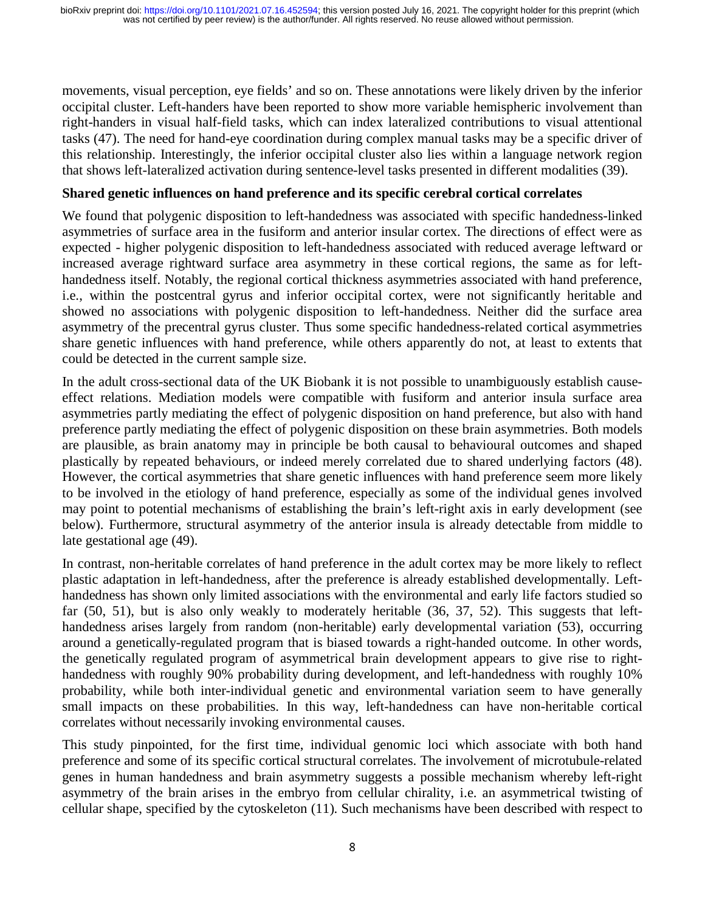movements, visual perception, eye fields' and so on. These annotations were likely driven by the inferior occipital cluster. Left-handers have been reported to show more variable hemispheric involvement than right-handers in visual half-field tasks, which can index lateralized contributions to visual attentional tasks (47). The need for hand-eye coordination during complex manual tasks may be a specific driver of this relationship. Interestingly, the inferior occipital cluster also lies within a language network region that shows left-lateralized activation during sentence-level tasks presented in different modalities (39).

**Shared genetic influences on hand preference and its specific cerebral cortical correlates**

We found that polygenic disposition to left-handedness was associated with specific handedness-linked asymmetries of surface area in the fusiform and anterior insular cortex. The directions of effect were as expected - higher polygenic disposition to left-handedness associated with reduced average leftward or increased average rightward surface area asymmetry in these cortical regions, the same as for left-handedness itself. Notably, the regional cortical thickness asymmetries associated with hand preference, i.e., within the postcentral gyrus and inferior occipital cortex, were not significantly heritable and showed no associations with polygenic disposition to left-handedness. Neither did the surface area asymmetry of the precentral gyrus cluster. Thus some specific handedness-related cortical asymmetries share genetic influences with hand preference, while others apparently do not, at least to extents that could be detected in the current sample size.

In the adult cross-sectional data of the UK Biobank it is not possible to unambiguously establish cause-effect relations. Mediation models were compatible with fusiform and anterior insula surface area asymmetries partly mediating the effect of polygenic disposition on hand preference, but also with hand preference partly mediating the effect of polygenic disposition on these brain asymmetries. Both models are plausible, as brain anatomy may in principle be both causal to behavioural outcomes and shaped plastically by repeated behaviours, or indeed merely correlated due to shared underlying factors (48). However, the cortical asymmetries that share genetic influences with hand preference seem more likely to be involved in the etiology of hand preference, especially as some of the individual genes involved may point to potential mechanisms of establishing the brain's left-right axis in early development (see below). Furthermore, structural asymmetry of the anterior insula is already detectable from middle to late gestational age (49).

In contrast, non-heritable correlates of hand preference in the adult cortex may be more likely to reflect plastic adaptation in left-handedness, after the preference is already established developmentally. Left-handedness has shown only limited associations with the environmental and early life factors studied so far (50, 51), but is also only weakly to moderately heritable (36, 37, 52). This suggests that left-handedness arises largely from random (non-heritable) early developmental variation (53), occurring around a genetically-regulated program that is biased towards a right-handed outcome. In other words, the genetically regulated program of asymmetrical brain development appears to give rise to right-handedness with roughly 90% probability during development, and left-handedness with roughly 10% probability, while both inter-individual genetic and environmental variation seem to have generally small impacts on these probabilities. In this way, left-handedness can have non-heritable cortical correlates without necessarily invoking environmental causes.

This study pinpointed, for the first time, individual genomic loci which associate with both hand preference and some of its specific cortical structural correlates. The involvement of microtubule-related genes in human handedness and brain asymmetry suggests a possible mechanism whereby left-right asymmetry of the brain arises in the embryo from cellular chirality, i.e. an asymmetrical twisting of cellular shape, specified by the cytoskeleton (11). Such mechanisms have been described with respect to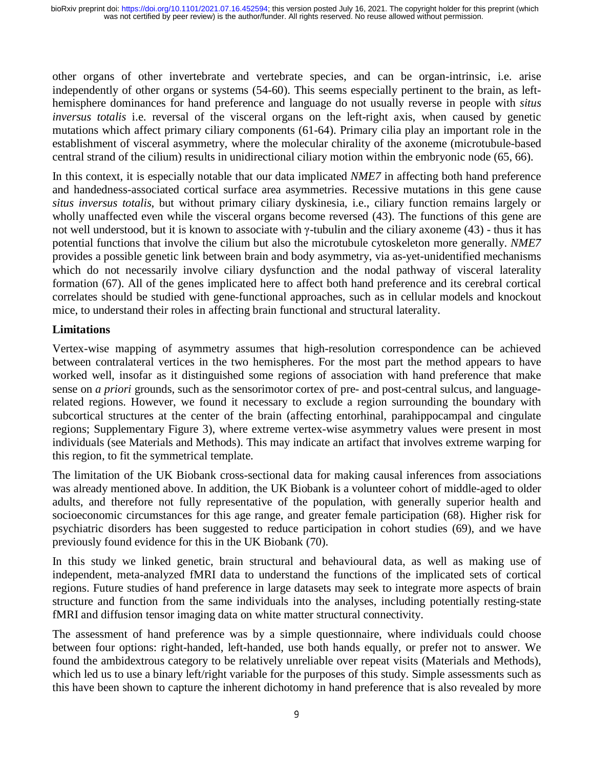other organs of other invertebrate and vertebrate species, and can be organ-intrinsic, i.e. arise independently of other organs or systems (54-60). This seems especially pertinent to the brain, as left-hemisphere dominances for hand preference and language do not usually reverse in people with *situs inversus totalis* i.e. reversal of the visceral organs on the left-right axis, when caused by genetic mutations which affect primary ciliary components (61-64). Primary cilia play an important role in the establishment of visceral asymmetry, where the molecular chirality of the axoneme (microtubule-based central strand of the cilium) results in unidirectional ciliary motion within the embryonic node (65, 66).

In this context, it is especially notable that our data implicated *NME7* in affecting both hand preference and handedness-associated cortical surface area asymmetries. Recessive mutations in this gene cause *situs inversus totalis*, but without primary ciliary dyskinesia, i.e., ciliary function remains largely or wholly unaffected even while the visceral organs become reversed (43). The functions of this gene are not well understood, but it is known to associate with γ-tubulin and the ciliary axoneme (43) - thus it has potential functions that involve the cilium but also the microtubule cytoskeleton more generally. *NME7* provides a possible genetic link between brain and body asymmetry, via as-yet-unidentified mechanisms which do not necessarily involve ciliary dysfunction and the nodal pathway of visceral laterality formation (67). All of the genes implicated here to affect both hand preference and its cerebral cortical correlates should be studied with gene-functional approaches, such as in cellular models and knockout mice, to understand their roles in affecting brain functional and structural laterality.

**Limitations**

Vertex-wise mapping of asymmetry assumes that high-resolution correspondence can be achieved between contralateral vertices in the two hemispheres. For the most part the method appears to have worked well, insofar as it distinguished some regions of association with hand preference that make sense on *a priori* grounds, such as the sensorimotor cortex of pre- and post-central sulcus, and language-related regions. However, we found it necessary to exclude a region surrounding the boundary with subcortical structures at the center of the brain (affecting entorhinal, parahippocampal and cingulate regions; Supplementary Figure 3), where extreme vertex-wise asymmetry values were present in most individuals (see Materials and Methods). This may indicate an artifact that involves extreme warping for this region, to fit the symmetrical template.

The limitation of the UK Biobank cross-sectional data for making causal inferences from associations was already mentioned above. In addition, the UK Biobank is a volunteer cohort of middle-aged to older adults, and therefore not fully representative of the population, with generally superior health and socioeconomic circumstances for this age range, and greater female participation (68). Higher risk for psychiatric disorders has been suggested to reduce participation in cohort studies (69), and we have previously found evidence for this in the UK Biobank (70).

In this study we linked genetic, brain structural and behavioural data, as well as making use of independent, meta-analyzed fMRI data to understand the functions of the implicated sets of cortical regions. Future studies of hand preference in large datasets may seek to integrate more aspects of brain structure and function from the same individuals into the analyses, including potentially resting-state fMRI and diffusion tensor imaging data on white matter structural connectivity.

The assessment of hand preference was by a simple questionnaire, where individuals could choose between four options: right-handed, left-handed, use both hands equally, or prefer not to answer. We found the ambidextrous category to be relatively unreliable over repeat visits (Materials and Methods), which led us to use a binary left/right variable for the purposes of this study. Simple assessments such as this have been shown to capture the inherent dichotomy in hand preference that is also revealed by more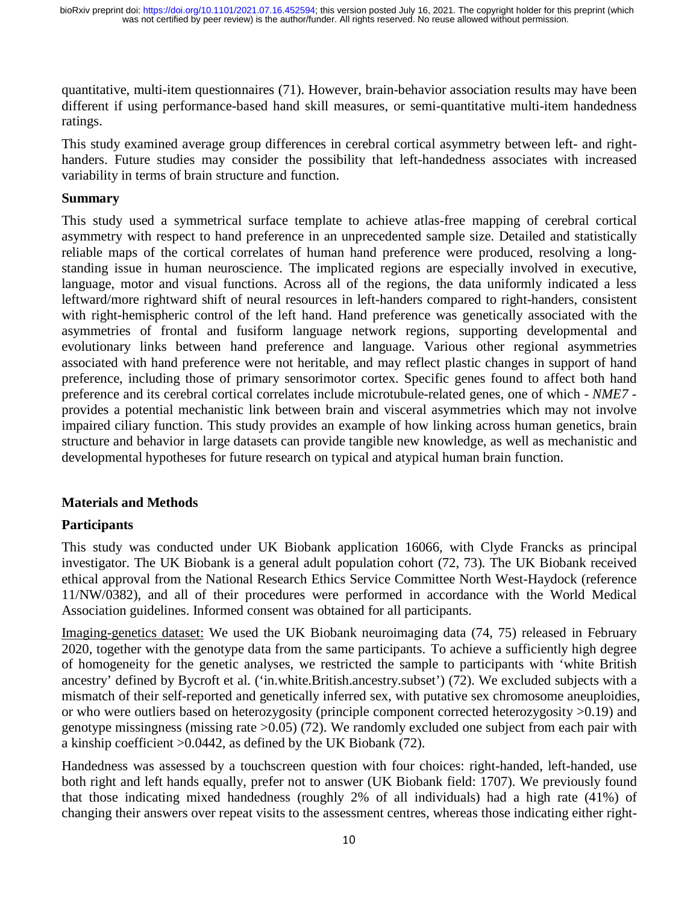quantitative, multi-item questionnaires (71). However, brain-behavior association results may have been different if using performance-based hand skill measures, or semi-quantitative multi-item handedness ratings.

This study examined average group differences in cerebral cortical asymmetry between left- and right-handers. Future studies may consider the possibility that left-handedness associates with increased variability in terms of brain structure and function.

### Summary

This study used a symmetrical surface template to achieve atlas-free mapping of cerebral cortical asymmetry with respect to hand preference in an unprecedented sample size. Detailed and statistically reliable maps of the cortical correlates of human hand preference were produced, resolving a long-standing issue in human neuroscience. The implicated regions are especially involved in executive, language, motor and visual functions. Across all of the regions, the data uniformly indicated a less leftward/more rightward shift of neural resources in left-handers compared to right-handers, consistent with right-hemispheric control of the left hand. Hand preference was genetically associated with the asymmetries of frontal and fusiform language network regions, supporting developmental and evolutionary links between hand preference and language. Various other regional asymmetries associated with hand preference were not heritable, and may reflect plastic changes in support of hand preference, including those of primary sensorimotor cortex. Specific genes found to affect both hand preference and its cerebral cortical correlates include microtubule-related genes, one of which - *NME7* - provides a potential mechanistic link between brain and visceral asymmetries which may not involve impaired ciliary function. This study provides an example of how linking across human genetics, brain structure and behavior in large datasets can provide tangible new knowledge, as well as mechanistic and developmental hypotheses for future research on typical and atypical human brain function.

## Materials and Methods

### Participants

This study was conducted under UK Biobank application 16066, with Clyde Francks as principal investigator. The UK Biobank is a general adult population cohort (72, 73). The UK Biobank received ethical approval from the National Research Ethics Service Committee North West-Haydock (reference 11/NW/0382), and all of their procedures were performed in accordance with the World Medical Association guidelines. Informed consent was obtained for all participants.

Imaging-genetics dataset: We used the UK Biobank neuroimaging data (74, 75) released in February 2020, together with the genotype data from the same participants. To achieve a sufficiently high degree of homogeneity for the genetic analyses, we restricted the sample to participants with 'white British ancestry' defined by Bycroft et al. ('in.white.British.ancestry.subset') (72). We excluded subjects with a mismatch of their self-reported and genetically inferred sex, with putative sex chromosome aneuploidies, or who were outliers based on heterozygosity (principle component corrected heterozygosity >0.19) and genotype missingness (missing rate >0.05) (72). We randomly excluded one subject from each pair with a kinship coefficient >0.0442, as defined by the UK Biobank (72).

Handedness was assessed by a touchscreen question with four choices: right-handed, left-handed, use both right and left hands equally, prefer not to answer (UK Biobank field: 1707). We previously found that those indicating mixed handedness (roughly 2% of all individuals) had a high rate (41%) of changing their answers over repeat visits to the assessment centres, whereas those indicating either right-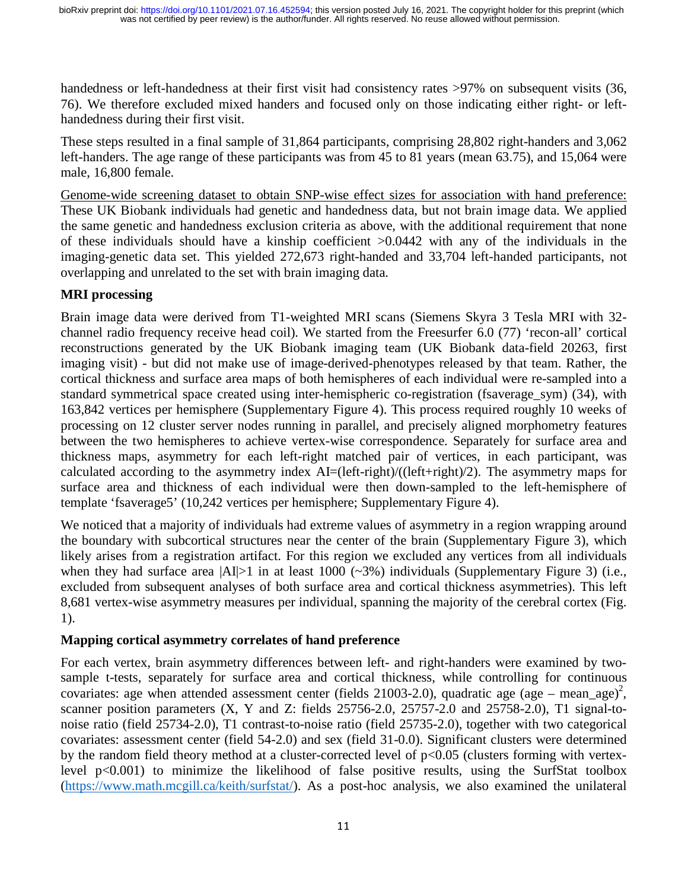handedness or left-handedness at their first visit had consistency rates >97% on subsequent visits (36, 76). We therefore excluded mixed handers and focused only on those indicating either right- or left-handedness during their first visit.

These steps resulted in a final sample of 31,864 participants, comprising 28,802 right-handers and 3,062 left-handers. The age range of these participants was from 45 to 81 years (mean 63.75), and 15,064 were male, 16,800 female.

Genome-wide screening dataset to obtain SNP-wise effect sizes for association with hand preference: These UK Biobank individuals had genetic and handedness data, but not brain image data. We applied the same genetic and handedness exclusion criteria as above, with the additional requirement that none of these individuals should have a kinship coefficient >0.0442 with any of the individuals in the imaging-genetic data set. This yielded 272,673 right-handed and 33,704 left-handed participants, not overlapping and unrelated to the set with brain imaging data.

### MRI processing

Brain image data were derived from T1-weighted MRI scans (Siemens Skyra 3 Tesla MRI with 32-channel radio frequency receive head coil). We started from the Freesurfer 6.0 (77) 'recon-all' cortical reconstructions generated by the UK Biobank imaging team (UK Biobank data-field 20263, first imaging visit) - but did not make use of image-derived-phenotypes released by that team. Rather, the cortical thickness and surface area maps of both hemispheres of each individual were re-sampled into a standard symmetrical space created using inter-hemispheric co-registration (fsaverage_sym) (34), with 163,842 vertices per hemisphere (Supplementary Figure 4). This process required roughly 10 weeks of processing on 12 cluster server nodes running in parallel, and precisely aligned morphometry features between the two hemispheres to achieve vertex-wise correspondence. Separately for surface area and thickness maps, asymmetry for each left-right matched pair of vertices, in each participant, was calculated according to the asymmetry index AI=(left-right)/((left+right)/2). The asymmetry maps for surface area and thickness of each individual were then down-sampled to the left-hemisphere of template 'fsaverage5' (10,242 vertices per hemisphere; Supplementary Figure 4).

We noticed that a majority of individuals had extreme values of asymmetry in a region wrapping around the boundary with subcortical structures near the center of the brain (Supplementary Figure 3), which likely arises from a registration artifact. For this region we excluded any vertices from all individuals when they had surface area $|AI|>1$ in at least 1000 (~3%) individuals (Supplementary Figure 3) (i.e., excluded from subsequent analyses of both surface area and cortical thickness asymmetries). This left 8,681 vertex-wise asymmetry measures per individual, spanning the majority of the cerebral cortex (Fig. 1).

### Mapping cortical asymmetry correlates of hand preference

For each vertex, brain asymmetry differences between left- and right-handers were examined by two-sample t-tests, separately for surface area and cortical thickness, while controlling for continuous covariates: age when attended assessment center (fields 21003-2.0), quadratic age $(\text{age} - \text{mean\_age})^2$, scanner position parameters (X, Y and Z: fields 25756-2.0, 25757-2.0 and 25758-2.0), T1 signal-to-noise ratio (field 25734-2.0), T1 contrast-to-noise ratio (field 25735-2.0), together with two categorical covariates: assessment center (field 54-2.0) and sex (field 31-0.0). Significant clusters were determined by the random field theory method at a cluster-corrected level of $p<0.05$ (clusters forming with vertex-level $p<0.001$) to minimize the likelihood of false positive results, using the SurfStat toolbox (https://www.math.mcgill.ca/keith/surfstat/). As a post-hoc analysis, we also examined the unilateral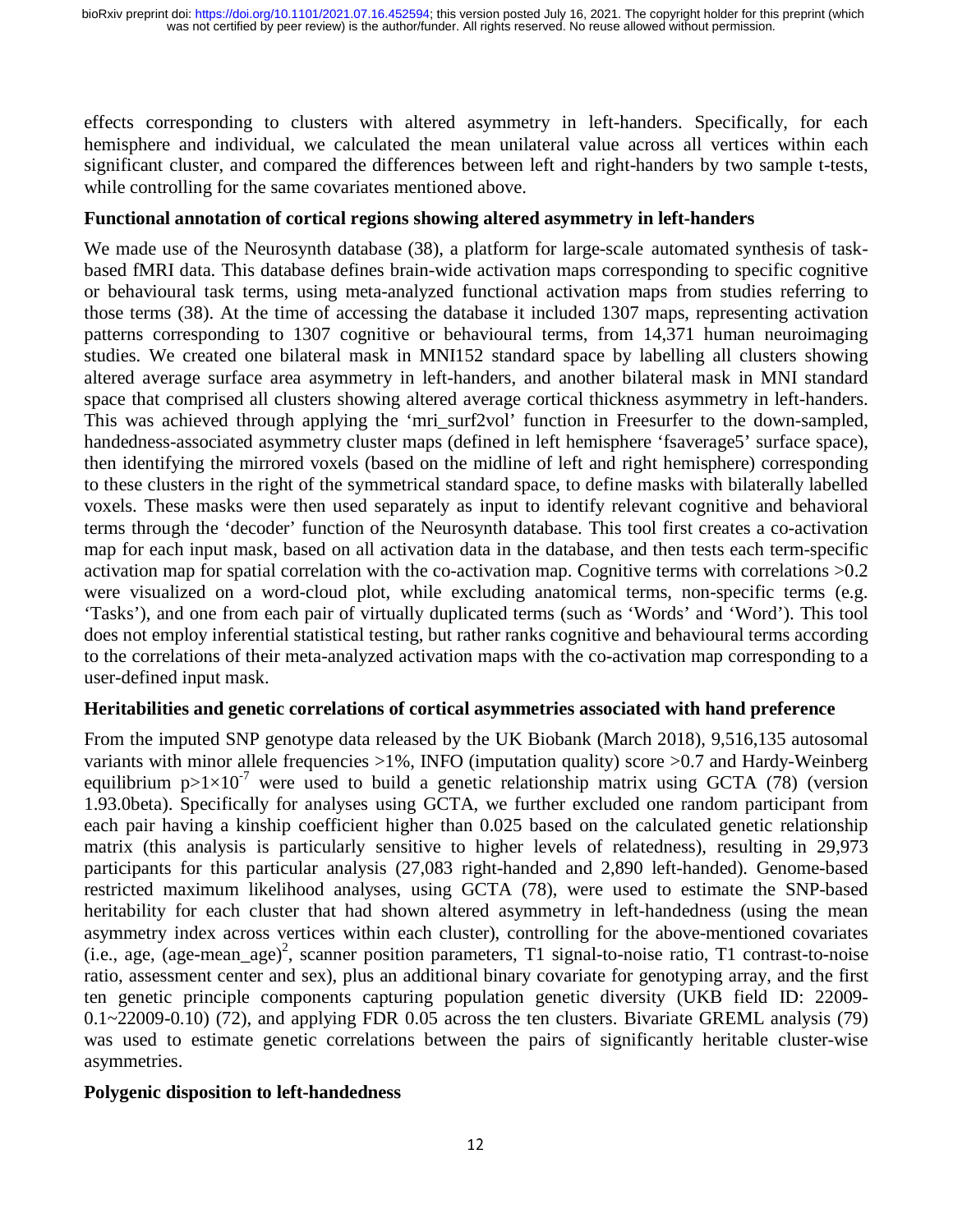effects corresponding to clusters with altered asymmetry in left-handers. Specifically, for each hemisphere and individual, we calculated the mean unilateral value across all vertices within each significant cluster, and compared the differences between left and right-handers by two sample t-tests, while controlling for the same covariates mentioned above.

**Functional annotation of cortical regions showing altered asymmetry in left-handers**

We made use of the Neurosynth database (38), a platform for large-scale automated synthesis of task-based fMRI data. This database defines brain-wide activation maps corresponding to specific cognitive or behavioural task terms, using meta-analyzed functional activation maps from studies referring to those terms (38). At the time of accessing the database it included 1307 maps, representing activation patterns corresponding to 1307 cognitive or behavioural terms, from 14,371 human neuroimaging studies. We created one bilateral mask in MNI152 standard space by labelling all clusters showing altered average surface area asymmetry in left-handers, and another bilateral mask in MNI standard space that comprised all clusters showing altered average cortical thickness asymmetry in left-handers. This was achieved through applying the 'mri_surf2vol' function in Freesurfer to the down-sampled, handedness-associated asymmetry cluster maps (defined in left hemisphere 'fsaverage5' surface space), then identifying the mirrored voxels (based on the midline of left and right hemisphere) corresponding to these clusters in the right of the symmetrical standard space, to define masks with bilaterally labelled voxels. These masks were then used separately as input to identify relevant cognitive and behavioral terms through the 'decoder' function of the Neurosynth database. This tool first creates a co-activation map for each input mask, based on all activation data in the database, and then tests each term-specific activation map for spatial correlation with the co-activation map. Cognitive terms with correlations >0.2 were visualized on a word-cloud plot, while excluding anatomical terms, non-specific terms (e.g. 'Tasks'), and one from each pair of virtually duplicated terms (such as 'Words' and 'Word'). This tool does not employ inferential statistical testing, but rather ranks cognitive and behavioural terms according to the correlations of their meta-analyzed activation maps with the co-activation map corresponding to a user-defined input mask.

**Heritabilities and genetic correlations of cortical asymmetries associated with hand preference**

From the imputed SNP genotype data released by the UK Biobank (March 2018), 9,516,135 autosomal variants with minor allele frequencies >1%, INFO (imputation quality) score >0.7 and Hardy-Weinberg equilibrium $p>1\times10^{-7}$ were used to build a genetic relationship matrix using GCTA (78) (version 1.93.0beta). Specifically for analyses using GCTA, we further excluded one random participant from each pair having a kinship coefficient higher than 0.025 based on the calculated genetic relationship matrix (this analysis is particularly sensitive to higher levels of relatedness), resulting in 29,973 participants for this particular analysis (27,083 right-handed and 2,890 left-handed). Genome-based restricted maximum likelihood analyses, using GCTA (78), were used to estimate the SNP-based heritability for each cluster that had shown altered asymmetry in left-handedness (using the mean asymmetry index across vertices within each cluster), controlling for the above-mentioned covariates (i.e., age, $(\text{age-mean\_age})^2$, scanner position parameters, T1 signal-to-noise ratio, T1 contrast-to-noise ratio, assessment center and sex), plus an additional binary covariate for genotyping array, and the first ten genetic principle components capturing population genetic diversity (UKB field ID: 22009-0.1~22009-0.10) (72), and applying FDR 0.05 across the ten clusters. Bivariate GREML analysis (79) was used to estimate genetic correlations between the pairs of significantly heritable cluster-wise asymmetries.

**Polygenic disposition to left-handedness**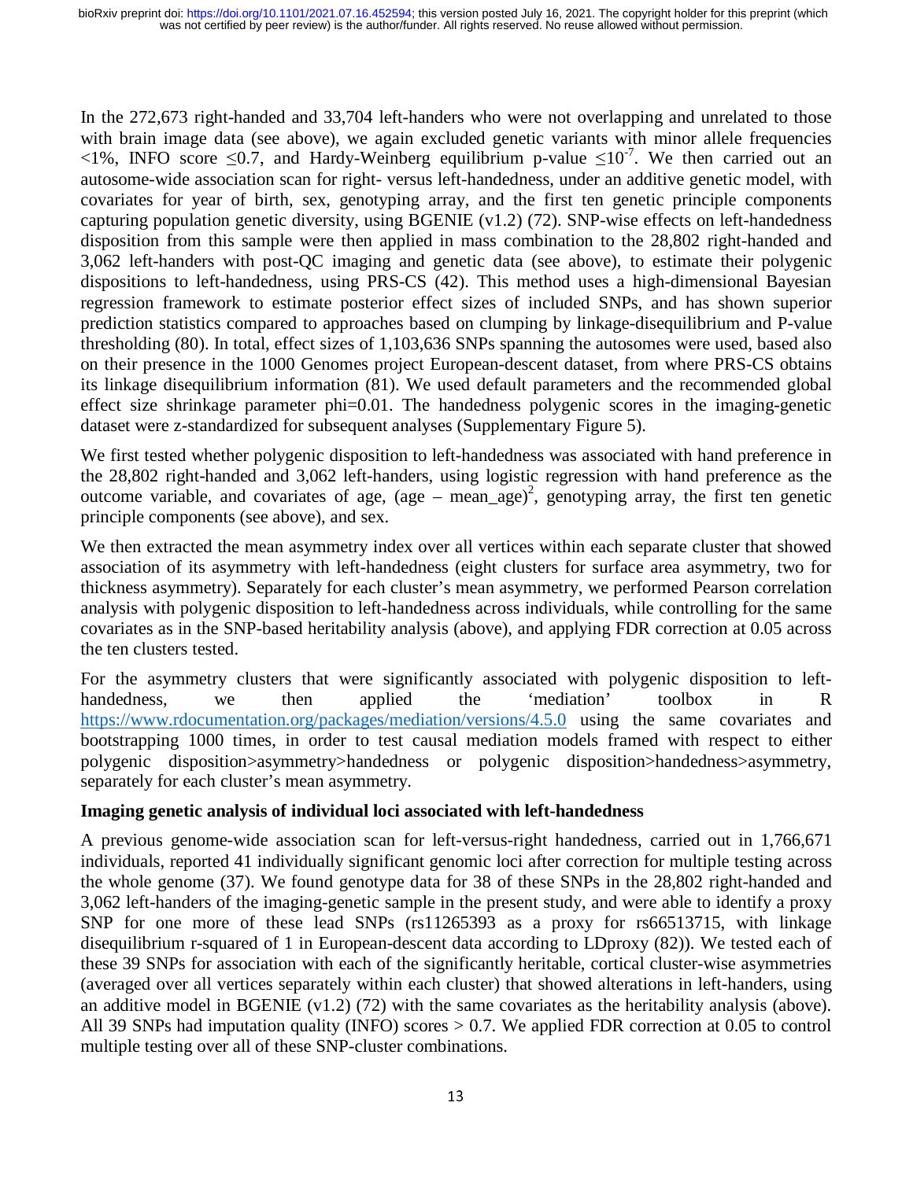In the 272,673 right-handed and 33,704 left-handers who were not overlapping and unrelated to those with brain image data (see above), we again excluded genetic variants with minor allele frequencies <1%, INFO score ≤0.7, and Hardy-Weinberg equilibrium p-value $\leq 10^{-7}$. We then carried out an autosome-wide association scan for right- versus left-handedness, under an additive genetic model, with covariates for year of birth, sex, genotyping array, and the first ten genetic principle components capturing population genetic diversity, using BGENIE (v1.2) (72). SNP-wise effects on left-handedness disposition from this sample were then applied in mass combination to the 28,802 right-handed and 3,062 left-handers with post-QC imaging and genetic data (see above), to estimate their polygenic dispositions to left-handedness, using PRS-CS (42). This method uses a high-dimensional Bayesian regression framework to estimate posterior effect sizes of included SNPs, and has shown superior prediction statistics compared to approaches based on clumping by linkage-disequilibrium and P-value thresholding (80). In total, effect sizes of 1,103,636 SNPs spanning the autosomes were used, based also on their presence in the 1000 Genomes project European-descent dataset, from where PRS-CS obtains its linkage disequilibrium information (81). We used default parameters and the recommended global effect size shrinkage parameter phi=0.01. The handedness polygenic scores in the imaging-genetic dataset were z-standardized for subsequent analyses (Supplementary Figure 5).

We first tested whether polygenic disposition to left-handedness was associated with hand preference in the 28,802 right-handed and 3,062 left-handers, using logistic regression with hand preference as the outcome variable, and covariates of age, $(age - mean\_age)^2$, genotyping array, the first ten genetic principle components (see above), and sex.

We then extracted the mean asymmetry index over all vertices within each separate cluster that showed association of its asymmetry with left-handedness (eight clusters for surface area asymmetry, two for thickness asymmetry). Separately for each cluster's mean asymmetry, we performed Pearson correlation analysis with polygenic disposition to left-handedness across individuals, while controlling for the same covariates as in the SNP-based heritability analysis (above), and applying FDR correction at 0.05 across the ten clusters tested.

For the asymmetry clusters that were significantly associated with polygenic disposition to left-handedness, we then applied the 'mediation' toolbox in R https://www.rdocumentation.org/packages/mediation/versions/4.5.0 using the same covariates and bootstrapping 1000 times, in order to test causal mediation models framed with respect to either polygenic disposition>asymmetry>handedness or polygenic disposition>handedness>asymmetry, separately for each cluster's mean asymmetry.

**Imaging genetic analysis of individual loci associated with left-handedness**

A previous genome-wide association scan for left-versus-right handedness, carried out in 1,766,671 individuals, reported 41 individually significant genomic loci after correction for multiple testing across the whole genome (37). We found genotype data for 38 of these SNPs in the 28,802 right-handed and 3,062 left-handers of the imaging-genetic sample in the present study, and were able to identify a proxy SNP for one more of these lead SNPs (rs11265393 as a proxy for rs66513715, with linkage disequilibrium r-squared of 1 in European-descent data according to LDproxy (82)). We tested each of these 39 SNPs for association with each of the significantly heritable, cortical cluster-wise asymmetries (averaged over all vertices separately within each cluster) that showed alterations in left-handers, using an additive model in BGENIE (v1.2) (72) with the same covariates as the heritability analysis (above). All 39 SNPs had imputation quality (INFO) scores > 0.7. We applied FDR correction at 0.05 to control multiple testing over all of these SNP-cluster combinations.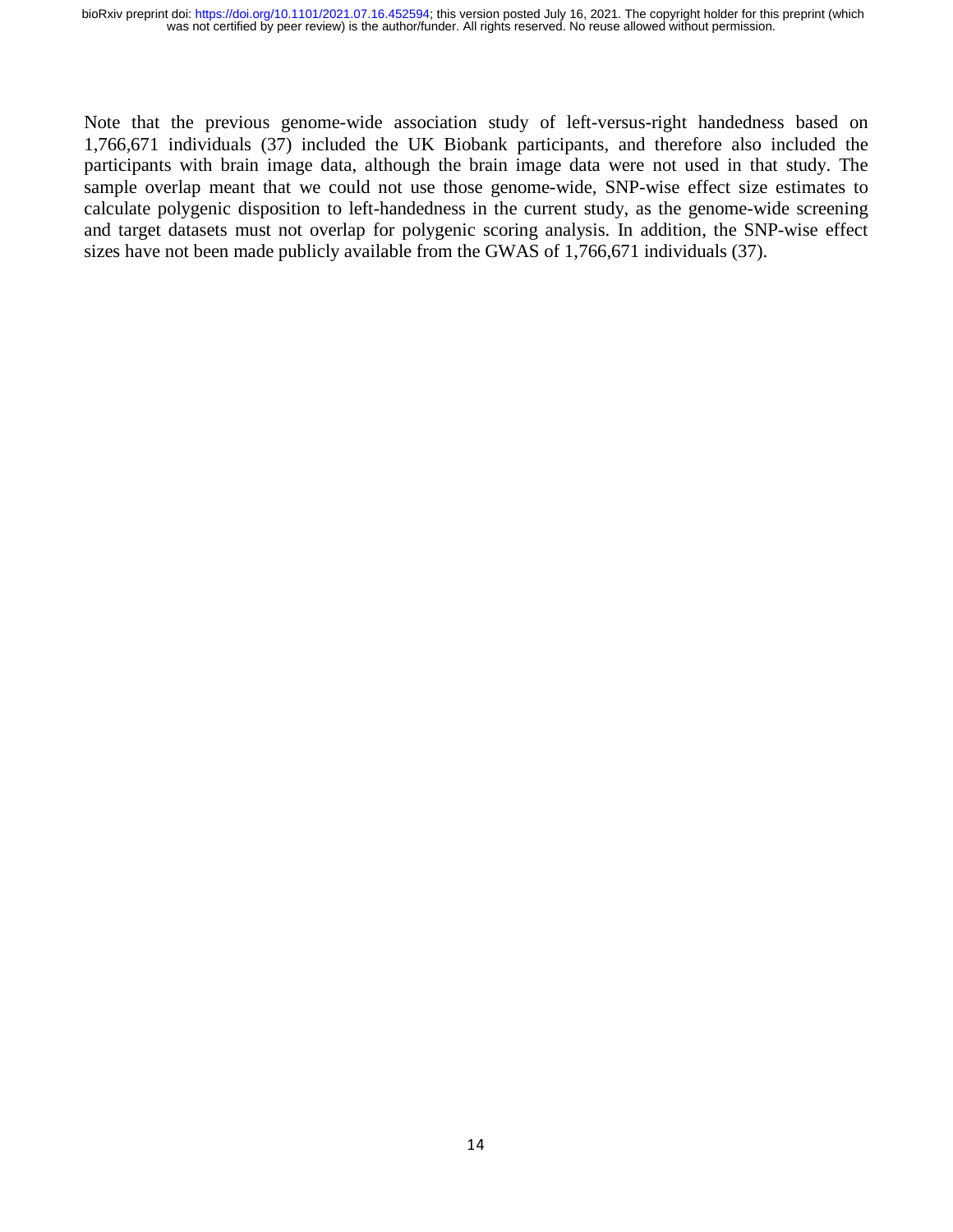Note that the previous genome-wide association study of left-versus-right handedness based on 1,766,671 individuals (37) included the UK Biobank participants, and therefore also included the participants with brain image data, although the brain image data were not used in that study. The sample overlap meant that we could not use those genome-wide, SNP-wise effect size estimates to calculate polygenic disposition to left-handedness in the current study, as the genome-wide screening and target datasets must not overlap for polygenic scoring analysis. In addition, the SNP-wise effect sizes have not been made publicly available from the GWAS of 1,766,671 individuals (37).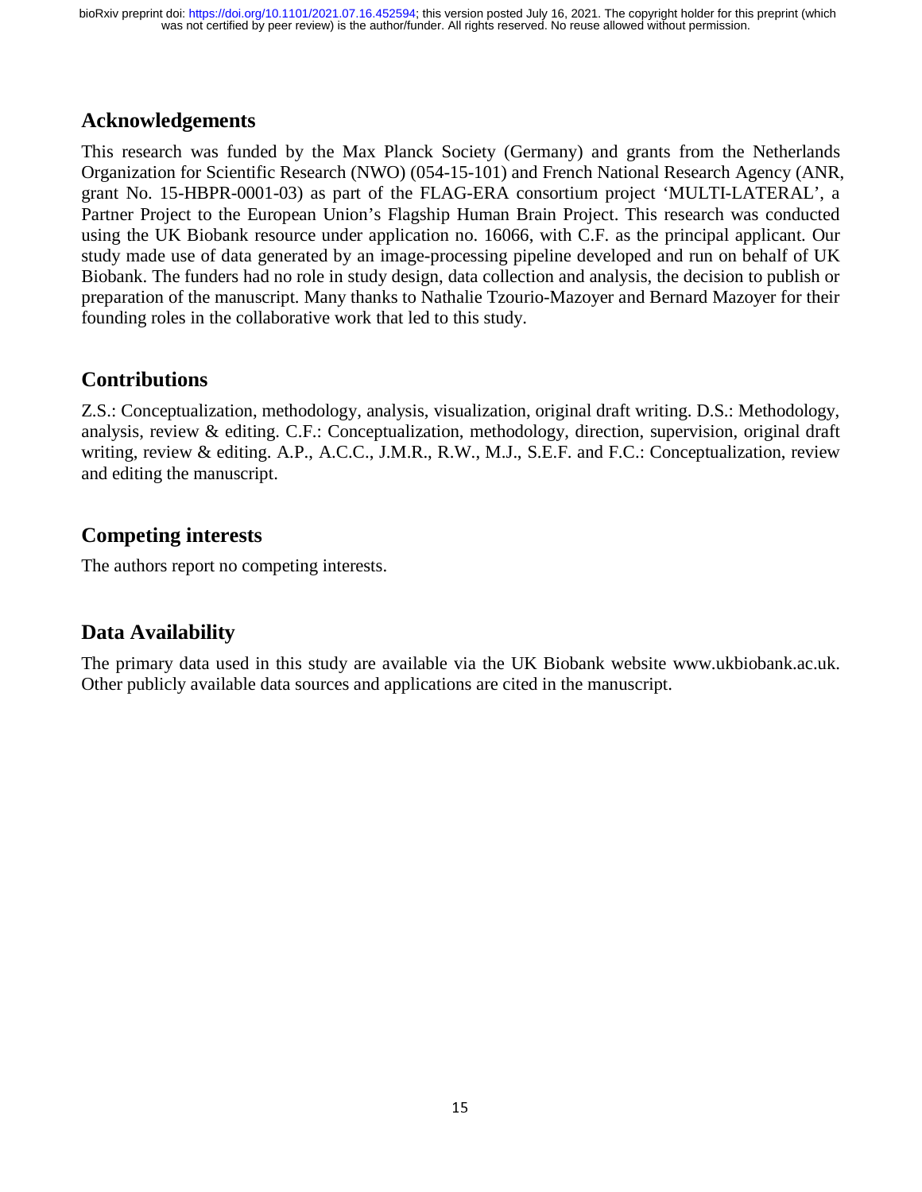## Acknowledgements

This research was funded by the Max Planck Society (Germany) and grants from the Netherlands Organization for Scientific Research (NWO) (054-15-101) and French National Research Agency (ANR, grant No. 15-HBPR-0001-03) as part of the FLAG-ERA consortium project 'MULTI-LATERAL', a Partner Project to the European Union's Flagship Human Brain Project. This research was conducted using the UK Biobank resource under application no. 16066, with C.F. as the principal applicant. Our study made use of data generated by an image-processing pipeline developed and run on behalf of UK Biobank. The funders had no role in study design, data collection and analysis, the decision to publish or preparation of the manuscript. Many thanks to Nathalie Tzourio-Mazoyer and Bernard Mazoyer for their founding roles in the collaborative work that led to this study.

## Contributions

Z.S.: Conceptualization, methodology, analysis, visualization, original draft writing. D.S.: Methodology, analysis, review & editing. C.F.: Conceptualization, methodology, direction, supervision, original draft writing, review & editing. A.P., A.C.C., J.M.R., R.W., M.J., S.E.F. and F.C.: Conceptualization, review and editing the manuscript.

## Competing interests

The authors report no competing interests.

## Data Availability

The primary data used in this study are available via the UK Biobank website www.ukbiobank.ac.uk. Other publicly available data sources and applications are cited in the manuscript.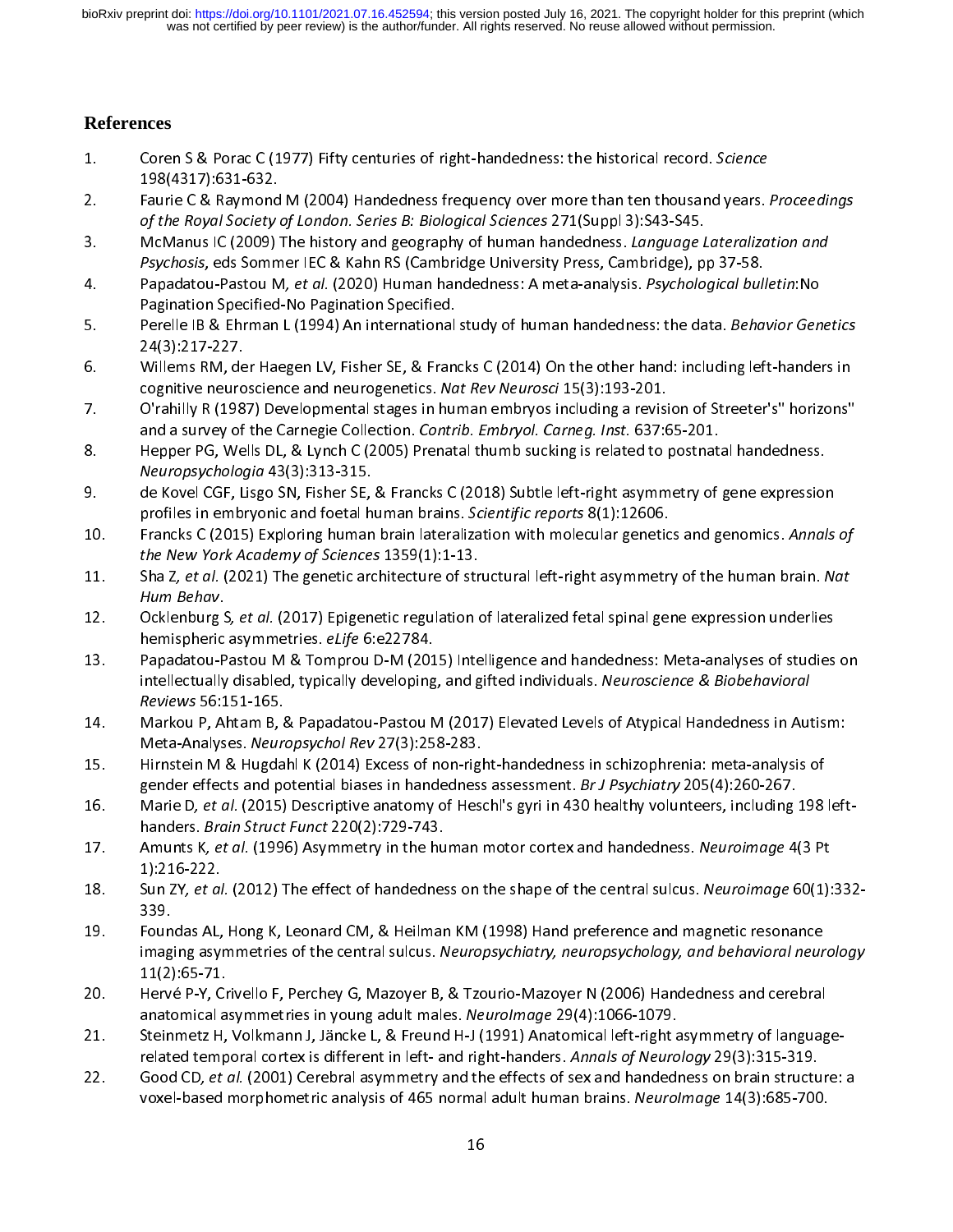# References

1. Coren S & Porac C (1977) Fifty centuries of right-handedness: the historical record. *Science* 198(4317):631-632.
2. Faurie C & Raymond M (2004) Handedness frequency over more than ten thousand years. *Proceedings of the Royal Society of London. Series B: Biological Sciences* 271(Suppl 3):S43-S45.
3. McManus IC (2009) The history and geography of human handedness. *Language Lateralization and Psychosis*, eds Sommer IEC & Kahn RS (Cambridge University Press, Cambridge), pp 37-58.
4. Papadatou-Pastou M, *et al.* (2020) Human handedness: A meta-analysis. *Psychological bulletin*:No Pagination Specified-No Pagination Specified.
5. Perelle IB & Ehrman L (1994) An international study of human handedness: the data. *Behavior Genetics* 24(3):217-227.
6. Willems RM, der Haegen LV, Fisher SE, & Francks C (2014) On the other hand: including left-handers in cognitive neuroscience and neurogenetics. *Nat Rev Neurosci* 15(3):193-201.
7. O'rahilly R (1987) Developmental stages in human embryos including a revision of Streeter's" horizons" and a survey of the Carnegie Collection. *Contrib. Embryol. Carneg. Inst.* 637:65-201.
8. Hepper PG, Wells DL, & Lynch C (2005) Prenatal thumb sucking is related to postnatal handedness. *Neuropsychologia* 43(3):313-315.
9. de Kovel CGF, Lisgo SN, Fisher SE, & Francks C (2018) Subtle left-right asymmetry of gene expression profiles in embryonic and foetal human brains. *Scientific reports* 8(1):12606.
10. Francks C (2015) Exploring human brain lateralization with molecular genetics and genomics. *Annals of the New York Academy of Sciences* 1359(1):1-13.
11. Sha Z, *et al.* (2021) The genetic architecture of structural left-right asymmetry of the human brain. *Nat Hum Behav*.
12. Ocklenburg S, *et al.* (2017) Epigenetic regulation of lateralized fetal spinal gene expression underlies hemispheric asymmetries. *eLife* 6:e22784.
13. Papadatou-Pastou M & Tomprou D-M (2015) Intelligence and handedness: Meta-analyses of studies on intellectually disabled, typically developing, and gifted individuals. *Neuroscience & Biobehavioral Reviews* 56:151-165.
14. Markou P, Ahtam B, & Papadatou-Pastou M (2017) Elevated Levels of Atypical Handedness in Autism: Meta-Analyses. *Neuropsychol Rev* 27(3):258-283.
15. Hirnstein M & Hugdahl K (2014) Excess of non-right-handedness in schizophrenia: meta-analysis of gender effects and potential biases in handedness assessment. *Br J Psychiatry* 205(4):260-267.
16. Marie D, *et al.* (2015) Descriptive anatomy of Heschl's gyri in 430 healthy volunteers, including 198 left-handers. *Brain Struct Funct* 220(2):729-743.
17. Amunts K, *et al.* (1996) Asymmetry in the human motor cortex and handedness. *Neuroimage* 4(3 Pt 1):216-222.
18. Sun ZY, *et al.* (2012) The effect of handedness on the shape of the central sulcus. *Neuroimage* 60(1):332-339.
19. Foundas AL, Hong K, Leonard CM, & Heilman KM (1998) Hand preference and magnetic resonance imaging asymmetries of the central sulcus. *Neuropsychiatry, neuropsychology, and behavioral neurology* 11(2):65-71.
20. Hervé P-Y, Crivello F, Perchey G, Mazoyer B, & Tzourio-Mazoyer N (2006) Handedness and cerebral anatomical asymmetries in young adult males. *NeuroImage* 29(4):1066-1079.
21. Steinmetz H, Volkmann J, Jäncke L, & Freund H-J (1991) Anatomical left-right asymmetry of language-related temporal cortex is different in left- and right-handers. *Annals of Neurology* 29(3):315-319.
22. Good CD, *et al.* (2001) Cerebral asymmetry and the effects of sex and handedness on brain structure: a voxel-based morphometric analysis of 465 normal adult human brains. *NeuroImage* 14(3):685-700.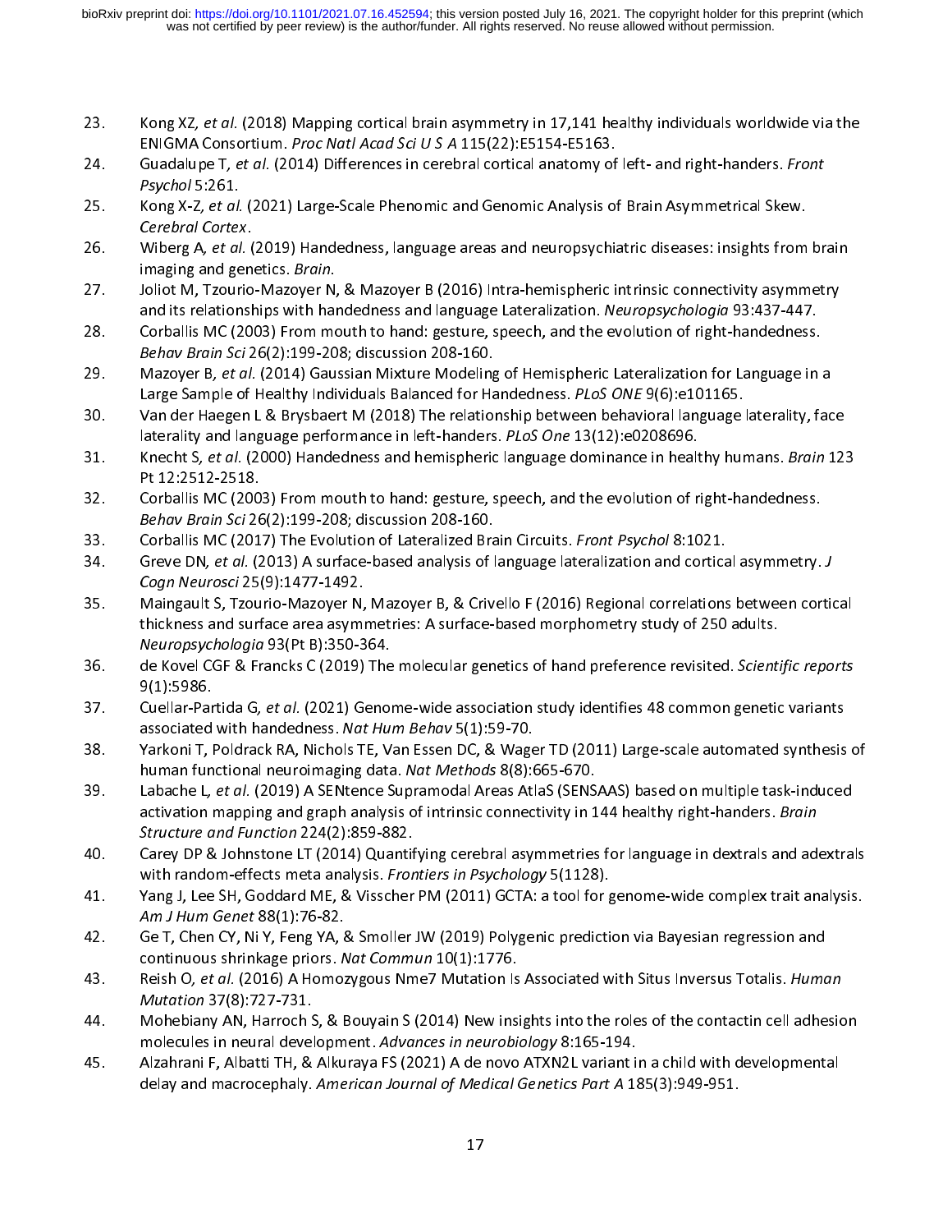23. Kong XZ, *et al.* (2018) Mapping cortical brain asymmetry in 17,141 healthy individuals worldwide via the ENIGMA Consortium. *Proc Natl Acad Sci U S A* 115(22):E5154-E5163.
24. Guadalupe T, *et al.* (2014) Differences in cerebral cortical anatomy of left- and right-handers. *Front Psychol* 5:261.
25. Kong X-Z, *et al.* (2021) Large-Scale Phenomic and Genomic Analysis of Brain Asymmetrical Skew. *Cerebral Cortex*.
26. Wiberg A, *et al.* (2019) Handedness, language areas and neuropsychiatric diseases: insights from brain imaging and genetics. *Brain*.
27. Joliot M, Tzourio-Mazoyer N, & Mazoyer B (2016) Intra-hemispheric intrinsic connectivity asymmetry and its relationships with handedness and language Lateralization. *Neuropsychologia* 93:437-447.
28. Corballis MC (2003) From mouth to hand: gesture, speech, and the evolution of right-handedness. *Behav Brain Sci* 26(2):199-208; discussion 208-160.
29. Mazoyer B, *et al.* (2014) Gaussian Mixture Modeling of Hemispheric Lateralization for Language in a Large Sample of Healthy Individuals Balanced for Handedness. *PLoS ONE* 9(6):e101165.
30. Van der Haegen L & Brysbaert M (2018) The relationship between behavioral language laterality, face laterality and language performance in left-handers. *PLoS One* 13(12):e0208696.
31. Knecht S, *et al.* (2000) Handedness and hemispheric language dominance in healthy humans. *Brain* 123 Pt 12:2512-2518.
32. Corballis MC (2003) From mouth to hand: gesture, speech, and the evolution of right-handedness. *Behav Brain Sci* 26(2):199-208; discussion 208-160.
33. Corballis MC (2017) The Evolution of Lateralized Brain Circuits. *Front Psychol* 8:1021.
34. Greve DN, *et al.* (2013) A surface-based analysis of language lateralization and cortical asymmetry. *J Cogn Neurosci* 25(9):1477-1492.
35. Maingault S, Tzourio-Mazoyer N, Mazoyer B, & Crivello F (2016) Regional correlations between cortical thickness and surface area asymmetries: A surface-based morphometry study of 250 adults. *Neuropsychologia* 93(Pt B):350-364.
36. de Kovel CGF & Francks C (2019) The molecular genetics of hand preference revisited. *Scientific reports* 9(1):5986.
37. Cuellar-Partida G, *et al.* (2021) Genome-wide association study identifies 48 common genetic variants associated with handedness. *Nat Hum Behav* 5(1):59-70.
38. Yarkoni T, Poldrack RA, Nichols TE, Van Essen DC, & Wager TD (2011) Large-scale automated synthesis of human functional neuroimaging data. *Nat Methods* 8(8):665-670.
39. Labache L, *et al.* (2019) A SENtence Supramodal Areas AtlaS (SENSAAS) based on multiple task-induced activation mapping and graph analysis of intrinsic connectivity in 144 healthy right-handers. *Brain Structure and Function* 224(2):859-882.
40. Carey DP & Johnstone LT (2014) Quantifying cerebral asymmetries for language in dextrals and adextrals with random-effects meta analysis. *Frontiers in Psychology* 5(1128).
41. Yang J, Lee SH, Goddard ME, & Visscher PM (2011) GCTA: a tool for genome-wide complex trait analysis. *Am J Hum Genet* 88(1):76-82.
42. Ge T, Chen CY, Ni Y, Feng YA, & Smoller JW (2019) Polygenic prediction via Bayesian regression and continuous shrinkage priors. *Nat Commun* 10(1):1776.
43. Reish O, *et al.* (2016) A Homozygous Nme7 Mutation Is Associated with Situs Inversus Totalis. *Human Mutation* 37(8):727-731.
44. Mohebiany AN, Harroch S, & Bouyain S (2014) New insights into the roles of the contactin cell adhesion molecules in neural development. *Advances in neurobiology* 8:165-194.
45. Alzahrani F, Albatti TH, & Alkuraya FS (2021) A de novo ATXN2L variant in a child with developmental delay and macrocephaly. *American Journal of Medical Genetics Part A* 185(3):949-951.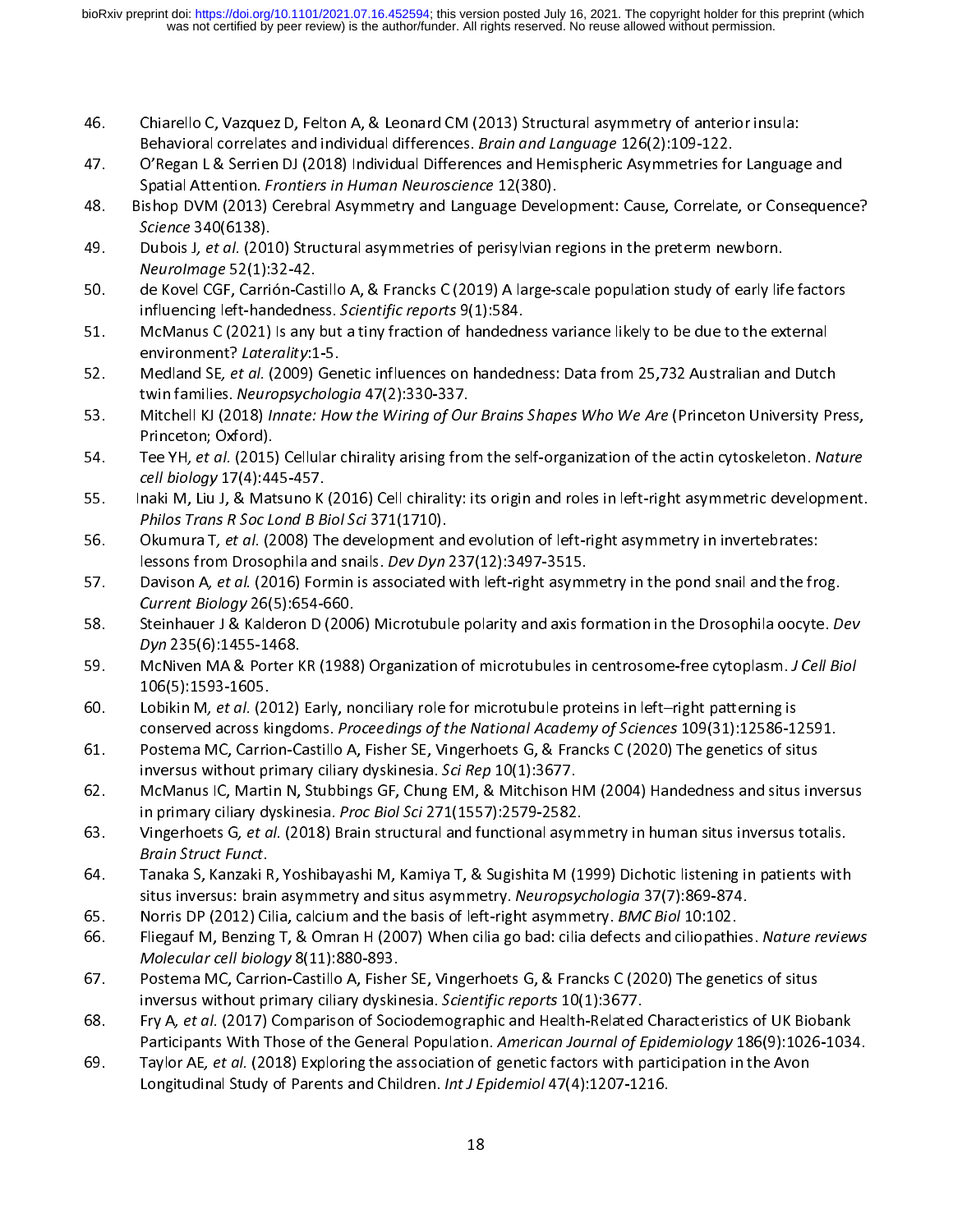46. Chiarello C, Vazquez D, Felton A, & Leonard CM (2013) Structural asymmetry of anterior insula: Behavioral correlates and individual differences. *Brain and Language* 126(2):109-122.
47. O'Regan L & Serrien DJ (2018) Individual Differences and Hemispheric Asymmetries for Language and Spatial Attention. *Frontiers in Human Neuroscience* 12(380).
48. Bishop DVM (2013) Cerebral Asymmetry and Language Development: Cause, Correlate, or Consequence? *Science* 340(6138).
49. Dubois J, *et al.* (2010) Structural asymmetries of perisylvian regions in the preterm newborn. *NeuroImage* 52(1):32-42.
50. de Kovel CGF, Carrión-Castillo A, & Francks C (2019) A large-scale population study of early life factors influencing left-handedness. *Scientific reports* 9(1):584.
51. McManus C (2021) Is any but a tiny fraction of handedness variance likely to be due to the external environment? *Laterality*:1-5.
52. Medland SE, *et al.* (2009) Genetic influences on handedness: Data from 25,732 Australian and Dutch twin families. *Neuropsychologia* 47(2):330-337.
53. Mitchell KJ (2018) *Innate: How the Wiring of Our Brains Shapes Who We Are* (Princeton University Press, Princeton; Oxford).
54. Tee YH, *et al.* (2015) Cellular chirality arising from the self-organization of the actin cytoskeleton. *Nature cell biology* 17(4):445-457.
55. Inaki M, Liu J, & Matsuno K (2016) Cell chirality: its origin and roles in left-right asymmetric development. *Philos Trans R Soc Lond B Biol Sci* 371(1710).
56. Okumura T, *et al.* (2008) The development and evolution of left-right asymmetry in invertebrates: lessons from Drosophila and snails. *Dev Dyn* 237(12):3497-3515.
57. Davison A, *et al.* (2016) Formin is associated with left-right asymmetry in the pond snail and the frog. *Current Biology* 26(5):654-660.
58. Steinhauer J & Kalderon D (2006) Microtubule polarity and axis formation in the Drosophila oocyte. *Dev Dyn* 235(6):1455-1468.
59. McNiven MA & Porter KR (1988) Organization of microtubules in centrosome-free cytoplasm. *J Cell Biol* 106(5):1593-1605.
60. Lobikin M, *et al.* (2012) Early, nonciliary role for microtubule proteins in left–right patterning is conserved across kingdoms. *Proceedings of the National Academy of Sciences* 109(31):12586-12591.
61. Postema MC, Carrion-Castillo A, Fisher SE, Vingerhoets G, & Francks C (2020) The genetics of situs inversus without primary ciliary dyskinesia. *Sci Rep* 10(1):3677.
62. McManus IC, Martin N, Stubbings GF, Chung EM, & Mitchison HM (2004) Handedness and situs inversus in primary ciliary dyskinesia. *Proc Biol Sci* 271(1557):2579-2582.
63. Vingerhoets G, *et al.* (2018) Brain structural and functional asymmetry in human situs inversus totalis. *Brain Struct Funct*.
64. Tanaka S, Kanzaki R, Yoshibayashi M, Kamiya T, & Sugishita M (1999) Dichotic listening in patients with situs inversus: brain asymmetry and situs asymmetry. *Neuropsychologia* 37(7):869-874.
65. Norris DP (2012) Cilia, calcium and the basis of left-right asymmetry. *BMC Biol* 10:102.
66. Fliegauf M, Benzing T, & Omran H (2007) When cilia go bad: cilia defects and ciliopathies. *Nature reviews Molecular cell biology* 8(11):880-893.
67. Postema MC, Carrion-Castillo A, Fisher SE, Vingerhoets G, & Francks C (2020) The genetics of situs inversus without primary ciliary dyskinesia. *Scientific reports* 10(1):3677.
68. Fry A, *et al.* (2017) Comparison of Sociodemographic and Health-Related Characteristics of UK Biobank Participants With Those of the General Population. *American Journal of Epidemiology* 186(9):1026-1034.
69. Taylor AE, *et al.* (2018) Exploring the association of genetic factors with participation in the Avon Longitudinal Study of Parents and Children. *Int J Epidemiol* 47(4):1207-1216.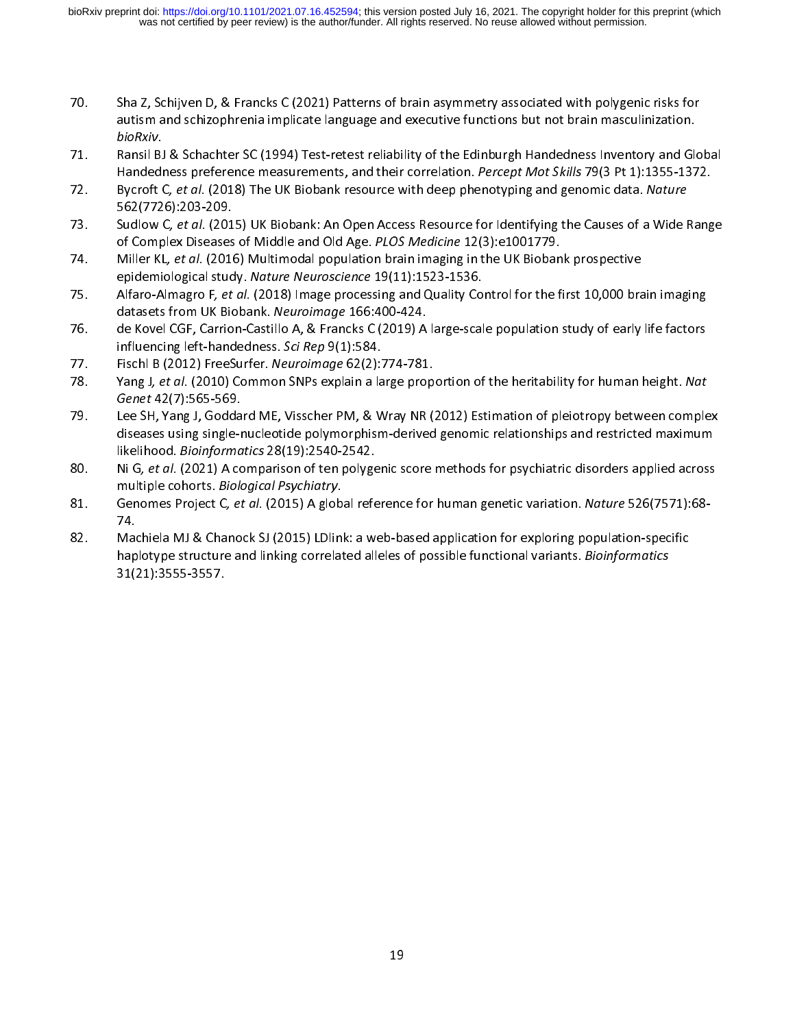70. Sha Z, Schijven D, & Francks C (2021) Patterns of brain asymmetry associated with polygenic risks for autism and schizophrenia implicate language and executive functions but not brain masculinization. *bioRxiv*.
71. Ransil BJ & Schachter SC (1994) Test-retest reliability of the Edinburgh Handedness Inventory and Global Handedness preference measurements, and their correlation. *Percept Mot Skills* 79(3 Pt 1):1355-1372.
72. Bycroft C*, et al.* (2018) The UK Biobank resource with deep phenotyping and genomic data. *Nature* 562(7726):203-209.
73. Sudlow C*, et al.* (2015) UK Biobank: An Open Access Resource for Identifying the Causes of a Wide Range of Complex Diseases of Middle and Old Age. *PLOS Medicine* 12(3):e1001779.
74. Miller KL*, et al.* (2016) Multimodal population brain imaging in the UK Biobank prospective epidemiological study. *Nature Neuroscience* 19(11):1523-1536.
75. Alfaro-Almagro F*, et al.* (2018) Image processing and Quality Control for the first 10,000 brain imaging datasets from UK Biobank. *Neuroimage* 166:400-424.
76. de Kovel CGF, Carrion-Castillo A, & Francks C (2019) A large-scale population study of early life factors influencing left-handedness. *Sci Rep* 9(1):584.
77. Fischl B (2012) FreeSurfer. *Neuroimage* 62(2):774-781.
78. Yang J*, et al.* (2010) Common SNPs explain a large proportion of the heritability for human height. *Nat Genet* 42(7):565-569.
79. Lee SH, Yang J, Goddard ME, Visscher PM, & Wray NR (2012) Estimation of pleiotropy between complex diseases using single-nucleotide polymorphism-derived genomic relationships and restricted maximum likelihood. *Bioinformatics* 28(19):2540-2542.
80. Ni G*, et al.* (2021) A comparison of ten polygenic score methods for psychiatric disorders applied across multiple cohorts. *Biological Psychiatry*.
81. Genomes Project C*, et al.* (2015) A global reference for human genetic variation. *Nature* 526(7571):68-74.
82. Machiela MJ & Chanock SJ (2015) LDlink: a web-based application for exploring population-specific haplotype structure and linking correlated alleles of possible functional variants. *Bioinformatics* 31(21):3555-3557.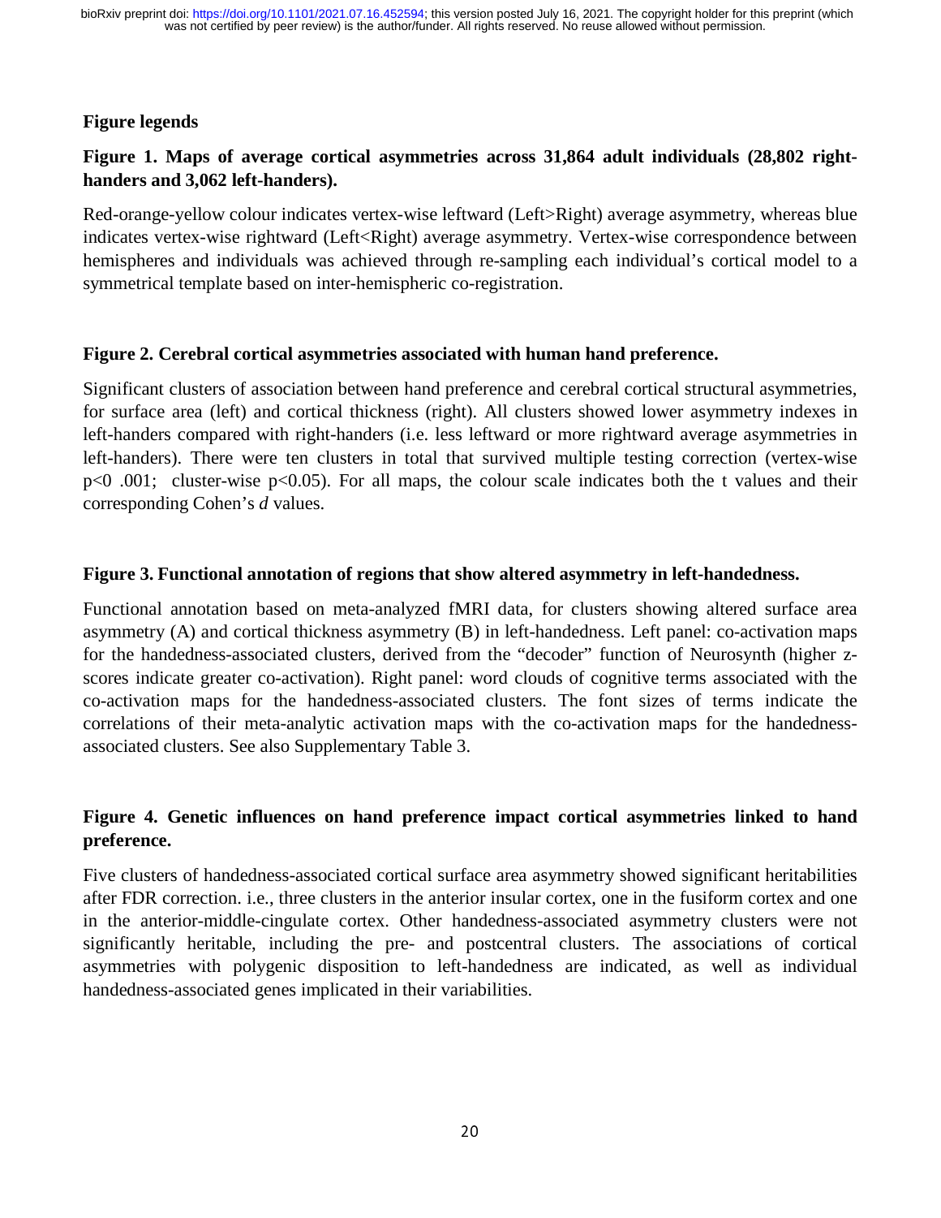## Figure legends

**Figure 1. Maps of average cortical asymmetries across 31,864 adult individuals (28,802 right-handers and 3,062 left-handers).**

Red-orange-yellow colour indicates vertex-wise leftward (Left>Right) average asymmetry, whereas blue indicates vertex-wise rightward (Left<Right) average asymmetry. Vertex-wise correspondence between hemispheres and individuals was achieved through re-sampling each individual's cortical model to a symmetrical template based on inter-hemispheric co-registration.

**Figure 2. Cerebral cortical asymmetries associated with human hand preference.**

Significant clusters of association between hand preference and cerebral cortical structural asymmetries, for surface area (left) and cortical thickness (right). All clusters showed lower asymmetry indexes in left-handers compared with right-handers (i.e. less leftward or more rightward average asymmetries in left-handers). There were ten clusters in total that survived multiple testing correction (vertex-wise $p<0.001$; cluster-wise $p<0.05$). For all maps, the colour scale indicates both the t values and their corresponding Cohen's *d* values.

**Figure 3. Functional annotation of regions that show altered asymmetry in left-handedness.**

Functional annotation based on meta-analyzed fMRI data, for clusters showing altered surface area asymmetry (A) and cortical thickness asymmetry (B) in left-handedness. Left panel: co-activation maps for the handedness-associated clusters, derived from the "decoder" function of Neurosynth (higher z-scores indicate greater co-activation). Right panel: word clouds of cognitive terms associated with the co-activation maps for the handedness-associated clusters. The font sizes of terms indicate the correlations of their meta-analytic activation maps with the co-activation maps for the handedness-associated clusters. See also Supplementary Table 3.

**Figure 4. Genetic influences on hand preference impact cortical asymmetries linked to hand preference.**

Five clusters of handedness-associated cortical surface area asymmetry showed significant heritabilities after FDR correction. i.e., three clusters in the anterior insular cortex, one in the fusiform cortex and one in the anterior-middle-cingulate cortex. Other handedness-associated asymmetry clusters were not significantly heritable, including the pre- and postcentral clusters. The associations of cortical asymmetries with polygenic disposition to left-handedness are indicated, as well as individual handedness-associated genes implicated in their variabilities.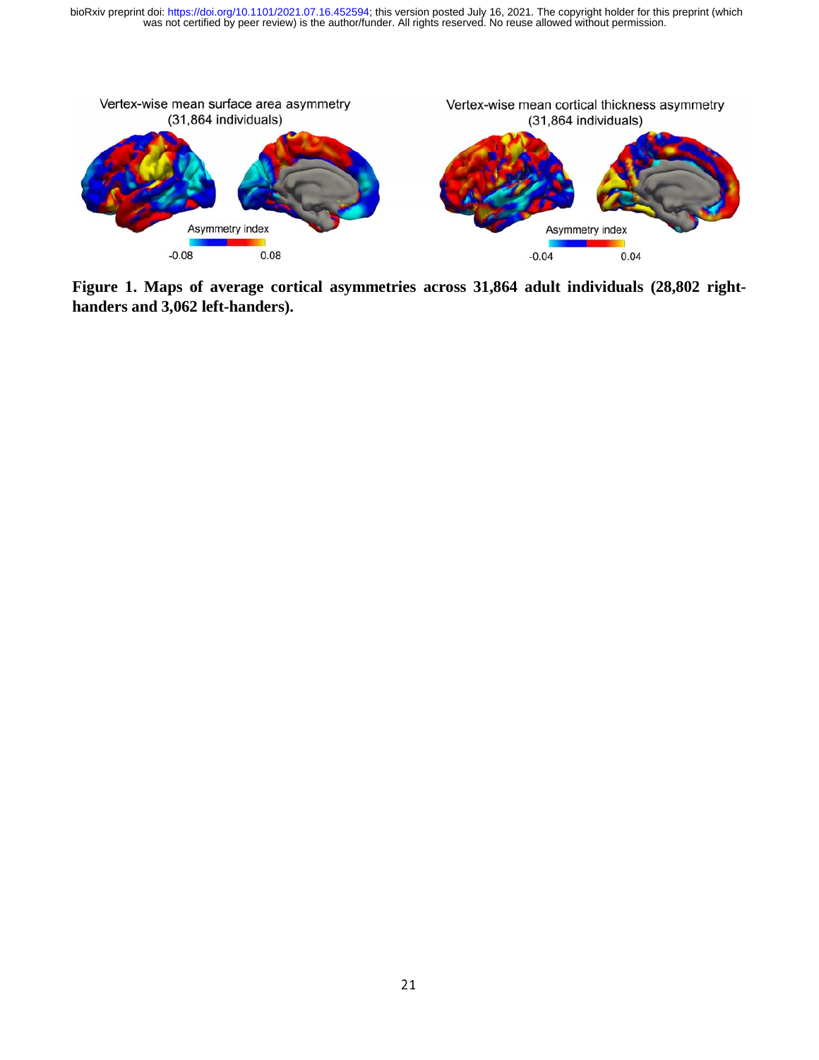Vertex-wise mean surface area asymmetry (31,864 individuals)

Vertex-wise mean cortical thickness asymmetry (31,864 individuals)

Asymmetry index

-0.08 0.08

Asymmetry index

-0.04 0.04

**Figure 1. Maps of average cortical asymmetries across 31,864 adult individuals (28,802 right-handers and 3,062 left-handers).**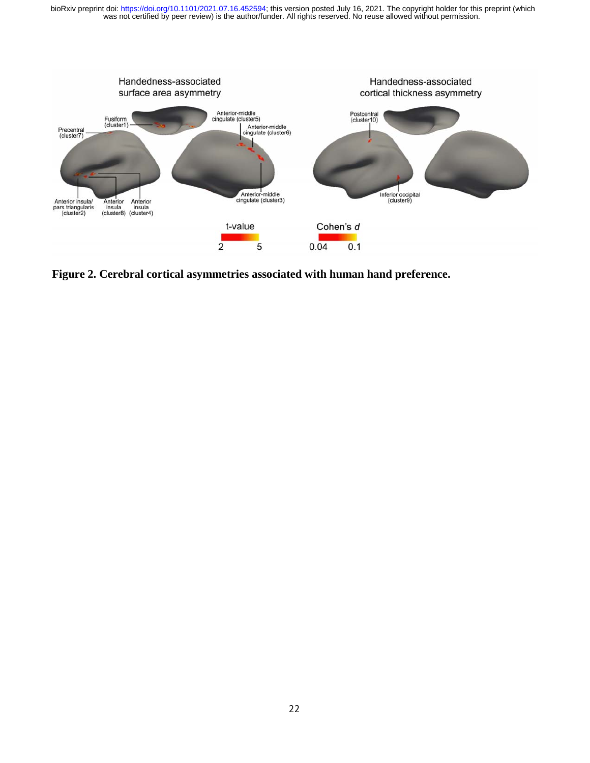**Figure 2. Cerebral cortical asymmetries associated with human hand preference.**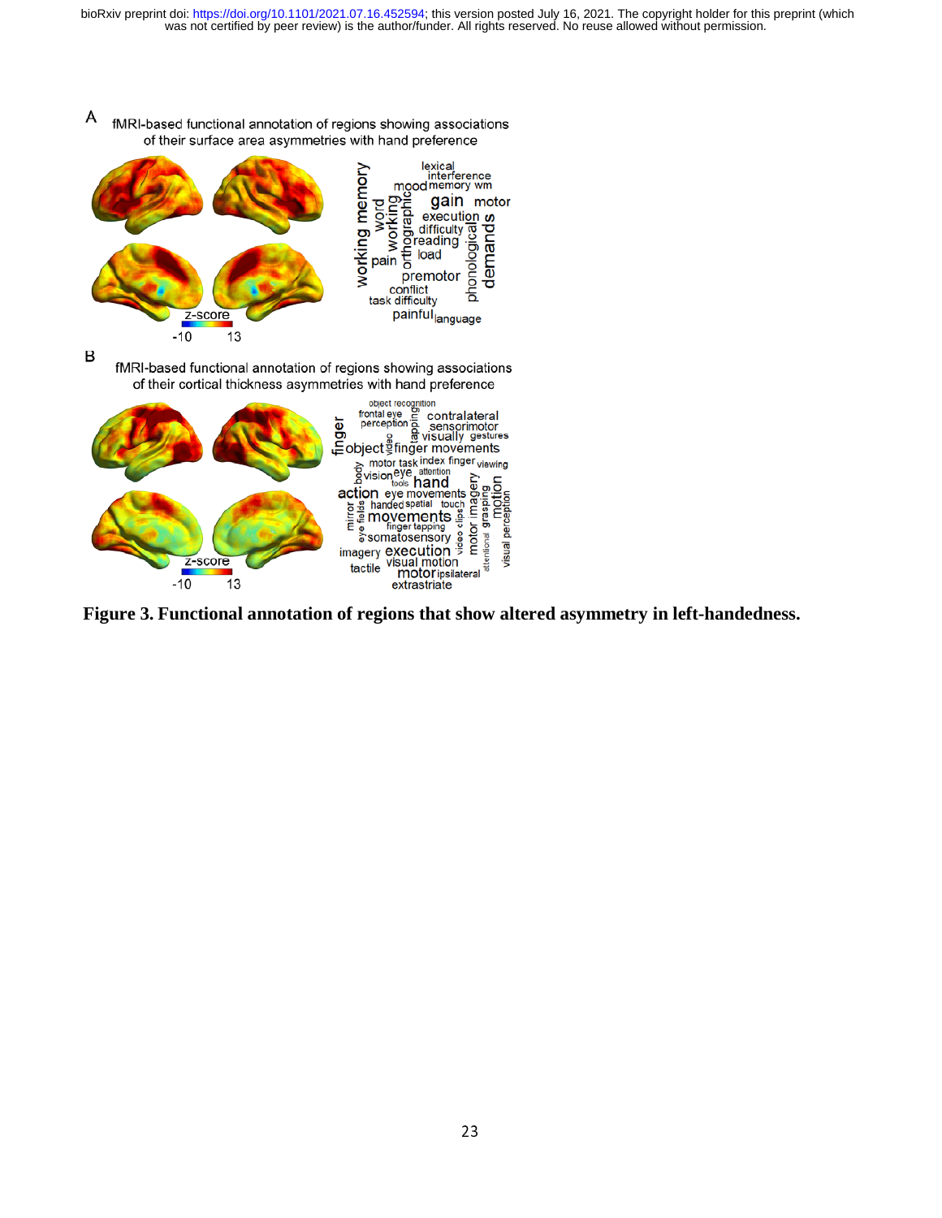**Figure 3. Functional annotation of regions that show altered asymmetry in left-handedness.**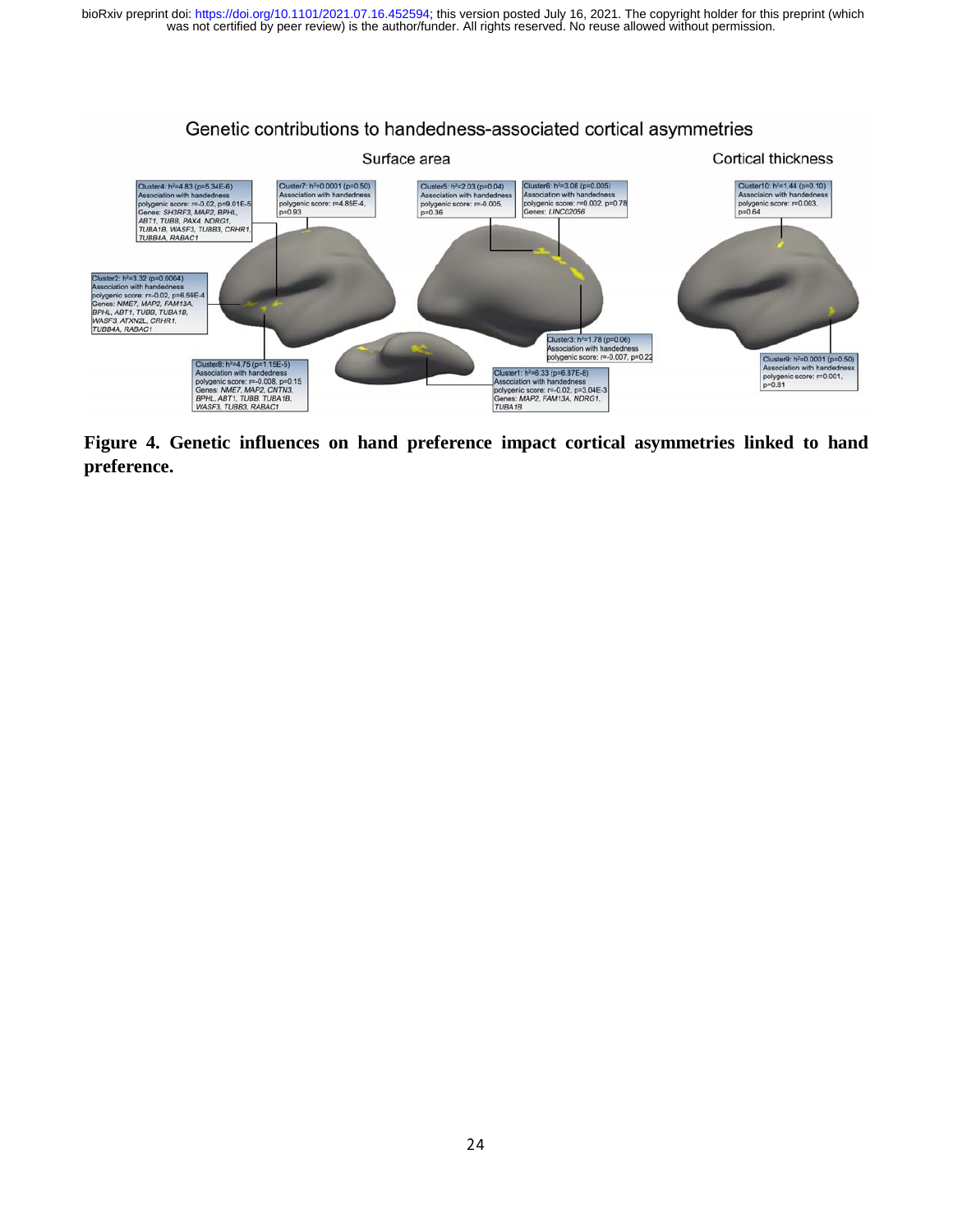Genetic contributions to handedness-associated cortical asymmetries

Surface area

Cortical thickness

Cluster4: $h^2$=4.83 (p=5.34E-6)
Association with handedness polygenic score: r=-0.02, p=9.01E-5
Genes: *SH3RF3, MAP2, BPHL, ABT1, TUBB, PAX4, NDRG1, TUBA1B, WASF3, TUBB3, CRHR1, TUBB4A, RABAC1*

Cluster7: $h^2$=0.0001 (p=0.50)
Association with handedness polygenic score: r=4.85E-4, p=0.93

Cluster5: $h^2$=2.03 (p=0.04)
Association with handedness polygenic score: r=-0.005, p=0.36

Cluster6: $h^2$=3.08 (p=0.005)
Association with handedness polygenic score: r=0.002, p=0.78
Genes: *LINC02056*

Cluster10: $h^2$=1.44 (p=0.10)
Association with handedness polygenic score: r=0.003, p=0.64

Cluster2: $h^2$=3.32 (p=0.0004)
Association with handedness polygenic score: r=-0.02, p=6.59E-4
Genes: *NME7, MAP2, FAM13A, BPHL, ABT1, TUBB, TUBA1B, WASF3, ATXN2L, CRHR1, TUBB4A, RABAC1*

Cluster3: $h^2$=1.78 (p=0.06)
Association with handedness polygenic score: r=-0.007, p=0.22

Cluster9: $h^2$=0.0001 (p=0.50)
Association with handedness polygenic score: r=0.001, p=0.81

Cluster8: $h^2$=4.75 (p=1.15E-5)
Association with handedness polygenic score: r=-0.008, p=0.15
Genes: *NME7, MAP2, CNTN3, BPHL, ABT1, TUBB, TUBA1B, WASF3, TUBB3, RABAC1*

Cluster1: $h^2$=6.33 (p=6.87E-8)
Association with handedness polygenic score: r=-0.02, p=3.04E-3
Genes: *MAP2, FAM13A, NDRG1, TUBA1B*

**Figure 4. Genetic influences on hand preference impact cortical asymmetries linked to hand preference.**